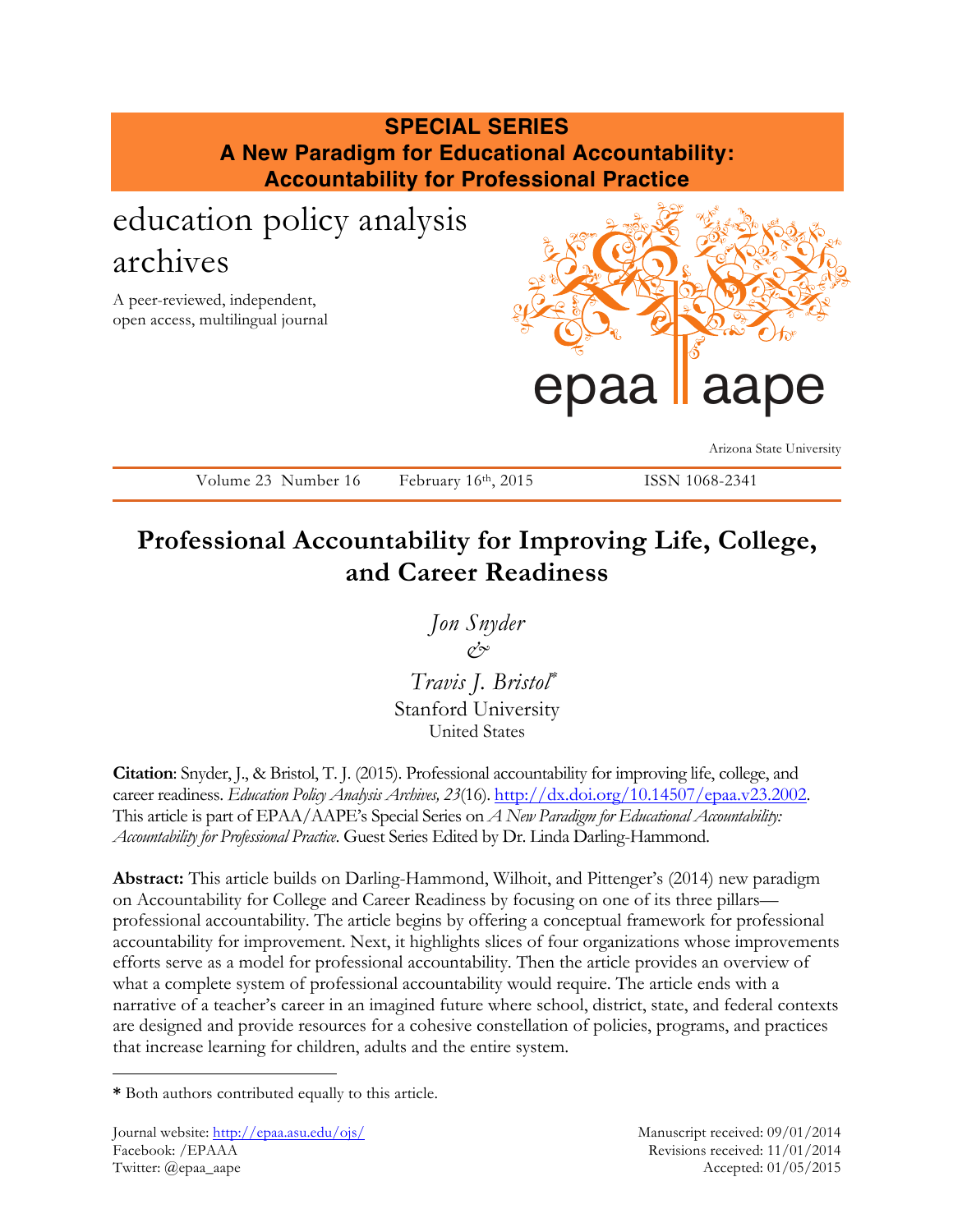**SPECIAL SERIES**
**A New Paradigm for Educational Accountability: Accountability for Professional Practice**

education policy analysis archives

A peer-reviewed, independent, open access, multilingual journal

epaa aape

Arizona State University

Volume 23 Number 16 February 16th, 2015 ISSN 1068-2341

# Professional Accountability for Improving Life, College, and Career Readiness

*Jon Snyder*
*&*
*Travis J. Bristol*[*]
Stanford University
United States

**Citation**: Snyder, J., & Bristol, T. J. (2015). Professional accountability for improving life, college, and career readiness. *Education Policy Analysis Archives, 23*(16). http://dx.doi.org/10.14507/epaa.v23.2002. This article is part of EPAA/AAPE's Special Series on *A New Paradigm for Educational Accountability: Accountability for Professional Practice*. Guest Series Edited by Dr. Linda Darling-Hammond.

**Abstract:** This article builds on Darling-Hammond, Wilhoit, and Pittenger's (2014) new paradigm on Accountability for College and Career Readiness by focusing on one of its three pillars—professional accountability. The article begins by offering a conceptual framework for professional accountability for improvement. Next, it highlights slices of four organizations whose improvements efforts serve as a model for professional accountability. Then the article provides an overview of what a complete system of professional accountability would require. The article ends with a narrative of a teacher's career in an imagined future where school, district, state, and federal contexts are designed and provide resources for a cohesive constellation of policies, programs, and practices that increase learning for children, adults and the entire system.

[*] Both authors contributed equally to this article.

Journal website: http://epaa.asu.edu/ojs/
Facebook: /EPAAA
Twitter: @epaa_aape

Manuscript received: 09/01/2014
Revisions received: 11/01/2014
Accepted: 01/05/2015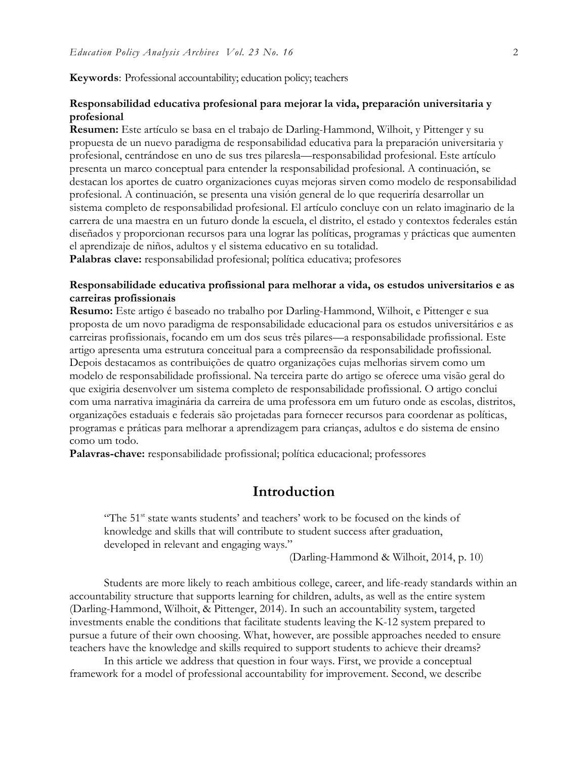**Keywords**: Professional accountability; education policy; teachers

**Responsabilidad educativa profesional para mejorar la vida, preparación universitaria y profesional**

**Resumen:** Este artículo se basa en el trabajo de Darling-Hammond, Wilhoit, y Pittenger y su propuesta de un nuevo paradigma de responsabilidad educativa para la preparación universitaria y profesional, centrándose en uno de sus tres pilaresla—responsabilidad profesional. Este artículo presenta un marco conceptual para entender la responsabilidad profesional. A continuación, se destacan los aportes de cuatro organizaciones cuyas mejoras sirven como modelo de responsabilidad profesional. A continuación, se presenta una visión general de lo que requeriría desarrollar un sistema completo de responsabilidad profesional. El artículo concluye con un relato imaginario de la carrera de una maestra en un futuro donde la escuela, el distrito, el estado y contextos federales están diseñados y proporcionan recursos para una lograr las políticas, programas y prácticas que aumenten el aprendizaje de niños, adultos y el sistema educativo en su totalidad.

**Palabras clave:** responsabilidad profesional; política educativa; profesores

**Responsabilidade educativa profissional para melhorar a vida, os estudos universitarios e as carreiras profissionais**

**Resumo:** Este artigo é baseado no trabalho por Darling-Hammond, Wilhoit, e Pittenger e sua proposta de um novo paradigma de responsabilidade educacional para os estudos universitários e as carreiras profissionais, focando em um dos seus três pilares—a responsabilidade profissional. Este artigo apresenta uma estrutura conceitual para a compreensão da responsabilidade profissional. Depois destacamos as contribuições de quatro organizações cujas melhorias servem como um modelo de responsabilidade profissional. Na terceira parte do artigo se oferece uma visão geral do que exigiria desenvolver um sistema completo de responsabilidade profissional. O artigo conclui com uma narrativa imaginária da carreira de uma professora em um futuro onde as escolas, distritos, organizações estaduais e federais são projetadas para fornecer recursos para coordenar as políticas, programas e práticas para melhorar a aprendizagem para crianças, adultos e do sistema de ensino como um todo.

**Palavras-chave:** responsabilidade profissional; política educacional; professores

## Introduction

> "The 51st state wants students' and teachers' work to be focused on the kinds of knowledge and skills that will contribute to student success after graduation, developed in relevant and engaging ways."
>
> (Darling-Hammond & Wilhoit, 2014, p. 10)

Students are more likely to reach ambitious college, career, and life-ready standards within an accountability structure that supports learning for children, adults, as well as the entire system (Darling-Hammond, Wilhoit, & Pittenger, 2014). In such an accountability system, targeted investments enable the conditions that facilitate students leaving the K-12 system prepared to pursue a future of their own choosing. What, however, are possible approaches needed to ensure teachers have the knowledge and skills required to support students to achieve their dreams?

In this article we address that question in four ways. First, we provide a conceptual framework for a model of professional accountability for improvement. Second, we describe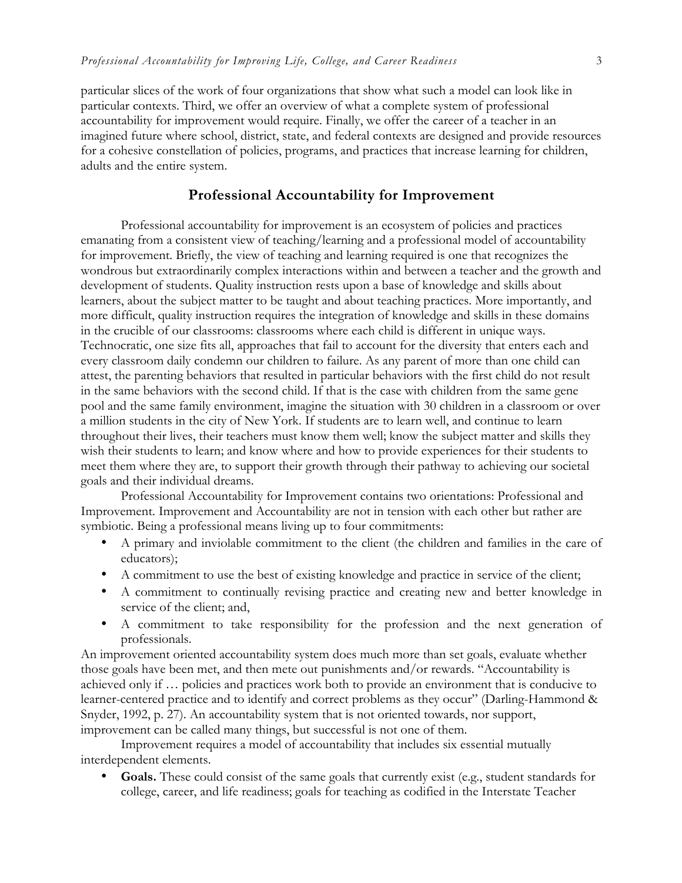particular slices of the work of four organizations that show what such a model can look like in particular contexts. Third, we offer an overview of what a complete system of professional accountability for improvement would require. Finally, we offer the career of a teacher in an imagined future where school, district, state, and federal contexts are designed and provide resources for a cohesive constellation of policies, programs, and practices that increase learning for children, adults and the entire system.

## Professional Accountability for Improvement

Professional accountability for improvement is an ecosystem of policies and practices emanating from a consistent view of teaching/learning and a professional model of accountability for improvement. Briefly, the view of teaching and learning required is one that recognizes the wondrous but extraordinarily complex interactions within and between a teacher and the growth and development of students. Quality instruction rests upon a base of knowledge and skills about learners, about the subject matter to be taught and about teaching practices. More importantly, and more difficult, quality instruction requires the integration of knowledge and skills in these domains in the crucible of our classrooms: classrooms where each child is different in unique ways. Technocratic, one size fits all, approaches that fail to account for the diversity that enters each and every classroom daily condemn our children to failure. As any parent of more than one child can attest, the parenting behaviors that resulted in particular behaviors with the first child do not result in the same behaviors with the second child. If that is the case with children from the same gene pool and the same family environment, imagine the situation with 30 children in a classroom or over a million students in the city of New York. If students are to learn well, and continue to learn throughout their lives, their teachers must know them well; know the subject matter and skills they wish their students to learn; and know where and how to provide experiences for their students to meet them where they are, to support their growth through their pathway to achieving our societal goals and their individual dreams.

Professional Accountability for Improvement contains two orientations: Professional and Improvement. Improvement and Accountability are not in tension with each other but rather are symbiotic. Being a professional means living up to four commitments:

- A primary and inviolable commitment to the client (the children and families in the care of educators);
- A commitment to use the best of existing knowledge and practice in service of the client;
- A commitment to continually revising practice and creating new and better knowledge in service of the client; and,
- A commitment to take responsibility for the profession and the next generation of professionals.

An improvement oriented accountability system does much more than set goals, evaluate whether those goals have been met, and then mete out punishments and/or rewards. "Accountability is achieved only if … policies and practices work both to provide an environment that is conducive to learner-centered practice and to identify and correct problems as they occur" (Darling-Hammond & Snyder, 1992, p. 27). An accountability system that is not oriented towards, nor support, improvement can be called many things, but successful is not one of them.

Improvement requires a model of accountability that includes six essential mutually interdependent elements.

- **Goals.** These could consist of the same goals that currently exist (e.g., student standards for college, career, and life readiness; goals for teaching as codified in the Interstate Teacher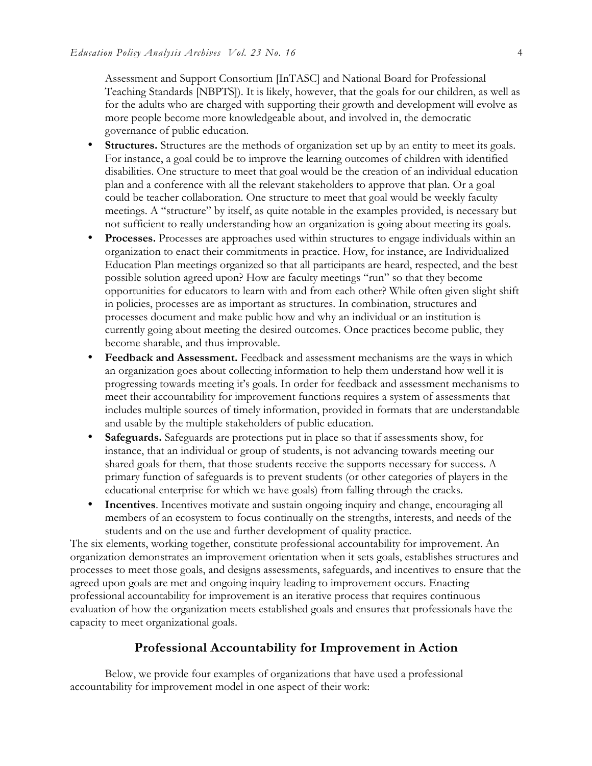Assessment and Support Consortium [InTASC] and National Board for Professional Teaching Standards [NBPTS]). It is likely, however, that the goals for our children, as well as for the adults who are charged with supporting their growth and development will evolve as more people become more knowledgeable about, and involved in, the democratic governance of public education.

- **Structures.** Structures are the methods of organization set up by an entity to meet its goals. For instance, a goal could be to improve the learning outcomes of children with identified disabilities. One structure to meet that goal would be the creation of an individual education plan and a conference with all the relevant stakeholders to approve that plan. Or a goal could be teacher collaboration. One structure to meet that goal would be weekly faculty meetings. A "structure" by itself, as quite notable in the examples provided, is necessary but not sufficient to really understanding how an organization is going about meeting its goals.
- **Processes.** Processes are approaches used within structures to engage individuals within an organization to enact their commitments in practice. How, for instance, are Individualized Education Plan meetings organized so that all participants are heard, respected, and the best possible solution agreed upon? How are faculty meetings "run" so that they become opportunities for educators to learn with and from each other? While often given slight shift in policies, processes are as important as structures. In combination, structures and processes document and make public how and why an individual or an institution is currently going about meeting the desired outcomes. Once practices become public, they become sharable, and thus improvable.
- **Feedback and Assessment.** Feedback and assessment mechanisms are the ways in which an organization goes about collecting information to help them understand how well it is progressing towards meeting it's goals. In order for feedback and assessment mechanisms to meet their accountability for improvement functions requires a system of assessments that includes multiple sources of timely information, provided in formats that are understandable and usable by the multiple stakeholders of public education.
- **Safeguards.** Safeguards are protections put in place so that if assessments show, for instance, that an individual or group of students, is not advancing towards meeting our shared goals for them, that those students receive the supports necessary for success. A primary function of safeguards is to prevent students (or other categories of players in the educational enterprise for which we have goals) from falling through the cracks.
- **Incentives**. Incentives motivate and sustain ongoing inquiry and change, encouraging all members of an ecosystem to focus continually on the strengths, interests, and needs of the students and on the use and further development of quality practice.

The six elements, working together, constitute professional accountability for improvement. An organization demonstrates an improvement orientation when it sets goals, establishes structures and processes to meet those goals, and designs assessments, safeguards, and incentives to ensure that the agreed upon goals are met and ongoing inquiry leading to improvement occurs. Enacting professional accountability for improvement is an iterative process that requires continuous evaluation of how the organization meets established goals and ensures that professionals have the capacity to meet organizational goals.

## Professional Accountability for Improvement in Action

Below, we provide four examples of organizations that have used a professional accountability for improvement model in one aspect of their work: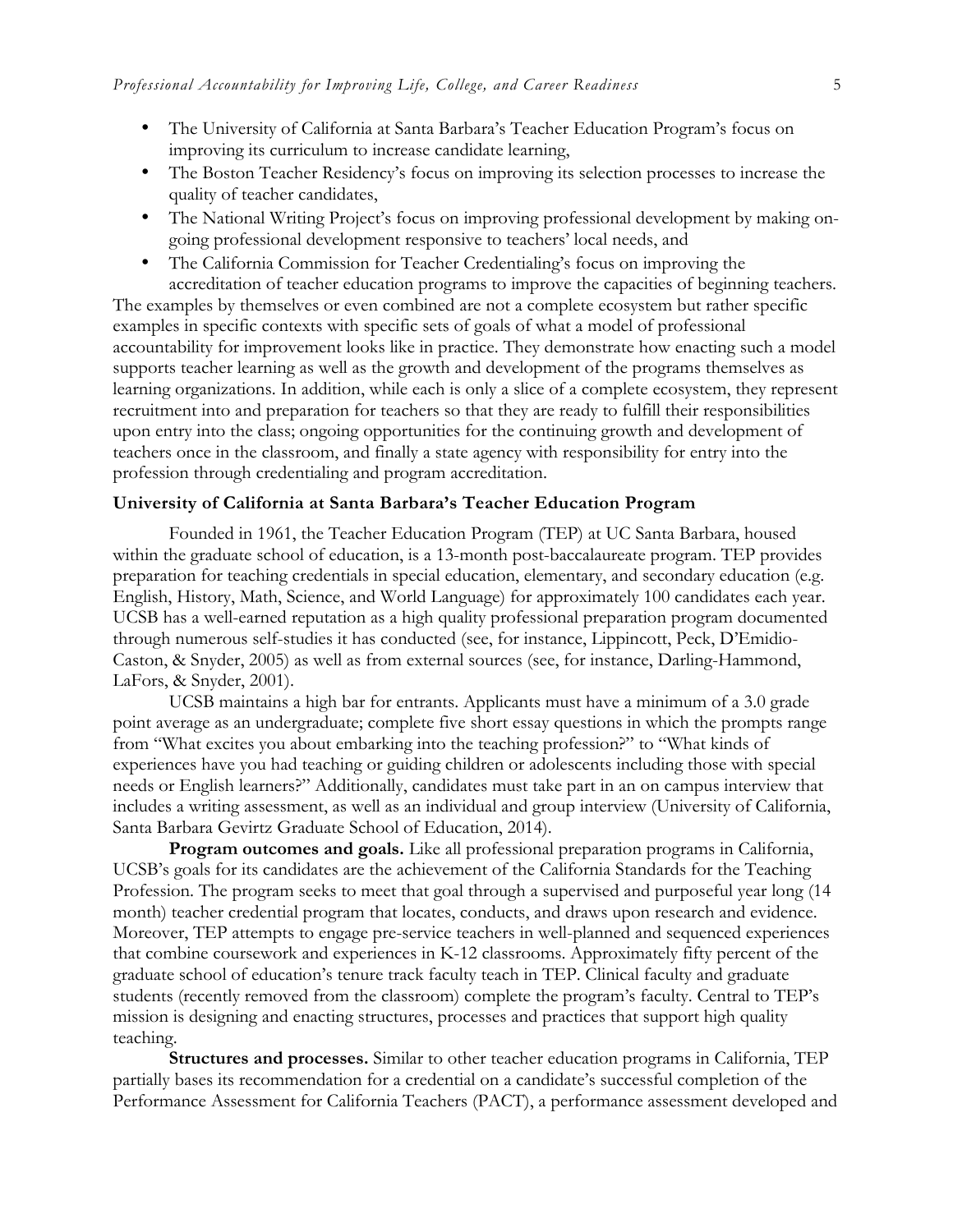- The University of California at Santa Barbara's Teacher Education Program's focus on improving its curriculum to increase candidate learning,
- The Boston Teacher Residency's focus on improving its selection processes to increase the quality of teacher candidates,
- The National Writing Project's focus on improving professional development by making on-going professional development responsive to teachers' local needs, and
- The California Commission for Teacher Credentialing's focus on improving the accreditation of teacher education programs to improve the capacities of beginning teachers.

The examples by themselves or even combined are not a complete ecosystem but rather specific examples in specific contexts with specific sets of goals of what a model of professional accountability for improvement looks like in practice. They demonstrate how enacting such a model supports teacher learning as well as the growth and development of the programs themselves as learning organizations. In addition, while each is only a slice of a complete ecosystem, they represent recruitment into and preparation for teachers so that they are ready to fulfill their responsibilities upon entry into the class; ongoing opportunities for the continuing growth and development of teachers once in the classroom, and finally a state agency with responsibility for entry into the profession through credentialing and program accreditation.

**University of California at Santa Barbara's Teacher Education Program**

Founded in 1961, the Teacher Education Program (TEP) at UC Santa Barbara, housed within the graduate school of education, is a 13-month post-baccalaureate program. TEP provides preparation for teaching credentials in special education, elementary, and secondary education (e.g. English, History, Math, Science, and World Language) for approximately 100 candidates each year. UCSB has a well-earned reputation as a high quality professional preparation program documented through numerous self-studies it has conducted (see, for instance, Lippincott, Peck, D'Emidio-Caston, & Snyder, 2005) as well as from external sources (see, for instance, Darling-Hammond, LaFors, & Snyder, 2001).

UCSB maintains a high bar for entrants. Applicants must have a minimum of a 3.0 grade point average as an undergraduate; complete five short essay questions in which the prompts range from "What excites you about embarking into the teaching profession?" to "What kinds of experiences have you had teaching or guiding children or adolescents including those with special needs or English learners?" Additionally, candidates must take part in an on campus interview that includes a writing assessment, as well as an individual and group interview (University of California, Santa Barbara Gevirtz Graduate School of Education, 2014).

**Program outcomes and goals.** Like all professional preparation programs in California, UCSB's goals for its candidates are the achievement of the California Standards for the Teaching Profession. The program seeks to meet that goal through a supervised and purposeful year long (14 month) teacher credential program that locates, conducts, and draws upon research and evidence. Moreover, TEP attempts to engage pre-service teachers in well-planned and sequenced experiences that combine coursework and experiences in K-12 classrooms. Approximately fifty percent of the graduate school of education's tenure track faculty teach in TEP. Clinical faculty and graduate students (recently removed from the classroom) complete the program's faculty. Central to TEP's mission is designing and enacting structures, processes and practices that support high quality teaching.

**Structures and processes.** Similar to other teacher education programs in California, TEP partially bases its recommendation for a credential on a candidate's successful completion of the Performance Assessment for California Teachers (PACT), a performance assessment developed and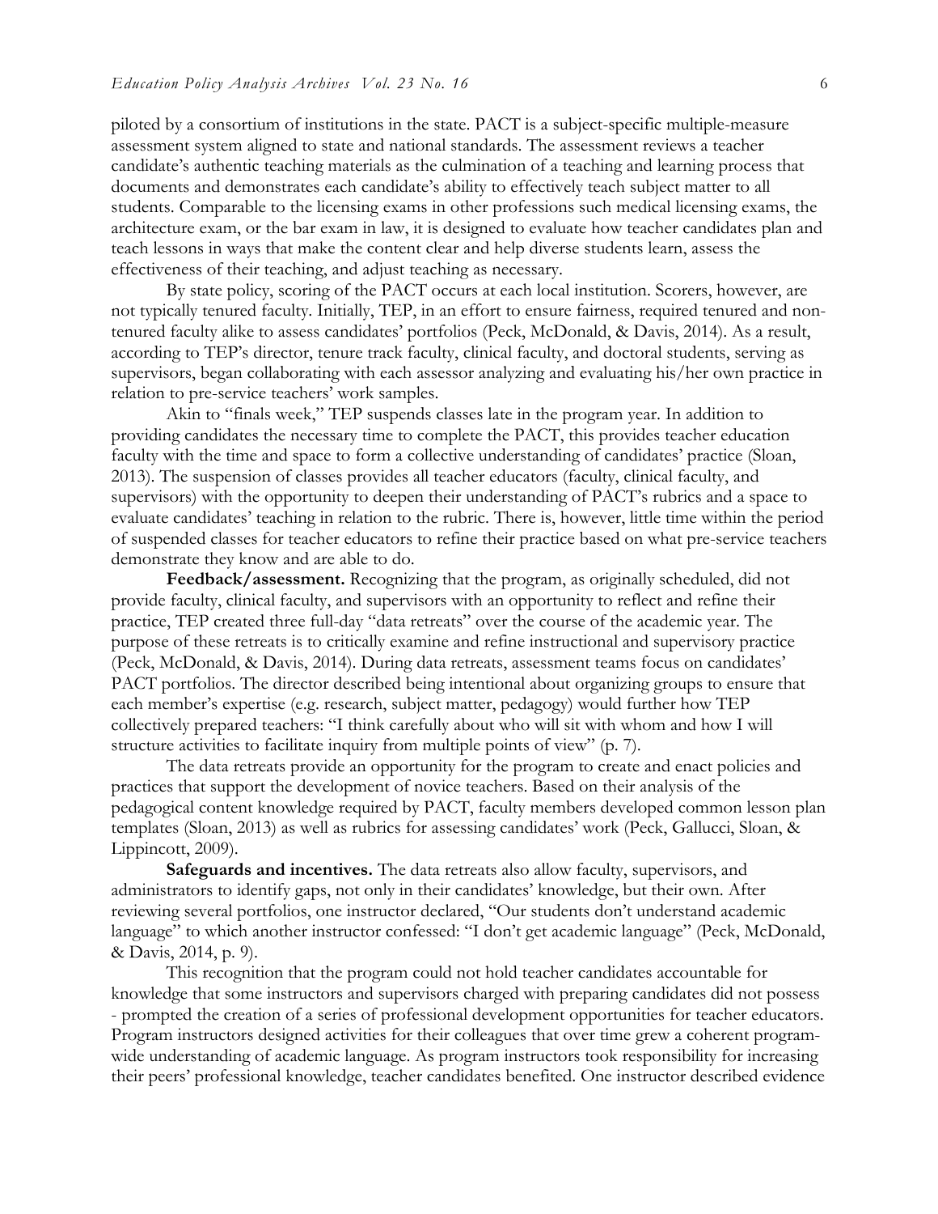piloted by a consortium of institutions in the state. PACT is a subject-specific multiple-measure assessment system aligned to state and national standards. The assessment reviews a teacher candidate's authentic teaching materials as the culmination of a teaching and learning process that documents and demonstrates each candidate's ability to effectively teach subject matter to all students. Comparable to the licensing exams in other professions such medical licensing exams, the architecture exam, or the bar exam in law, it is designed to evaluate how teacher candidates plan and teach lessons in ways that make the content clear and help diverse students learn, assess the effectiveness of their teaching, and adjust teaching as necessary.

By state policy, scoring of the PACT occurs at each local institution. Scorers, however, are not typically tenured faculty. Initially, TEP, in an effort to ensure fairness, required tenured and non-tenured faculty alike to assess candidates' portfolios (Peck, McDonald, & Davis, 2014). As a result, according to TEP's director, tenure track faculty, clinical faculty, and doctoral students, serving as supervisors, began collaborating with each assessor analyzing and evaluating his/her own practice in relation to pre-service teachers' work samples.

Akin to "finals week," TEP suspends classes late in the program year. In addition to providing candidates the necessary time to complete the PACT, this provides teacher education faculty with the time and space to form a collective understanding of candidates' practice (Sloan, 2013). The suspension of classes provides all teacher educators (faculty, clinical faculty, and supervisors) with the opportunity to deepen their understanding of PACT's rubrics and a space to evaluate candidates' teaching in relation to the rubric. There is, however, little time within the period of suspended classes for teacher educators to refine their practice based on what pre-service teachers demonstrate they know and are able to do.

**Feedback/assessment.** Recognizing that the program, as originally scheduled, did not provide faculty, clinical faculty, and supervisors with an opportunity to reflect and refine their practice, TEP created three full-day "data retreats" over the course of the academic year. The purpose of these retreats is to critically examine and refine instructional and supervisory practice (Peck, McDonald, & Davis, 2014). During data retreats, assessment teams focus on candidates' PACT portfolios. The director described being intentional about organizing groups to ensure that each member's expertise (e.g. research, subject matter, pedagogy) would further how TEP collectively prepared teachers: "I think carefully about who will sit with whom and how I will structure activities to facilitate inquiry from multiple points of view" (p. 7).

The data retreats provide an opportunity for the program to create and enact policies and practices that support the development of novice teachers. Based on their analysis of the pedagogical content knowledge required by PACT, faculty members developed common lesson plan templates (Sloan, 2013) as well as rubrics for assessing candidates' work (Peck, Gallucci, Sloan, & Lippincott, 2009).

**Safeguards and incentives.** The data retreats also allow faculty, supervisors, and administrators to identify gaps, not only in their candidates' knowledge, but their own. After reviewing several portfolios, one instructor declared, "Our students don't understand academic language" to which another instructor confessed: "I don't get academic language" (Peck, McDonald, & Davis, 2014, p. 9).

This recognition that the program could not hold teacher candidates accountable for knowledge that some instructors and supervisors charged with preparing candidates did not possess - prompted the creation of a series of professional development opportunities for teacher educators. Program instructors designed activities for their colleagues that over time grew a coherent program-wide understanding of academic language. As program instructors took responsibility for increasing their peers' professional knowledge, teacher candidates benefited. One instructor described evidence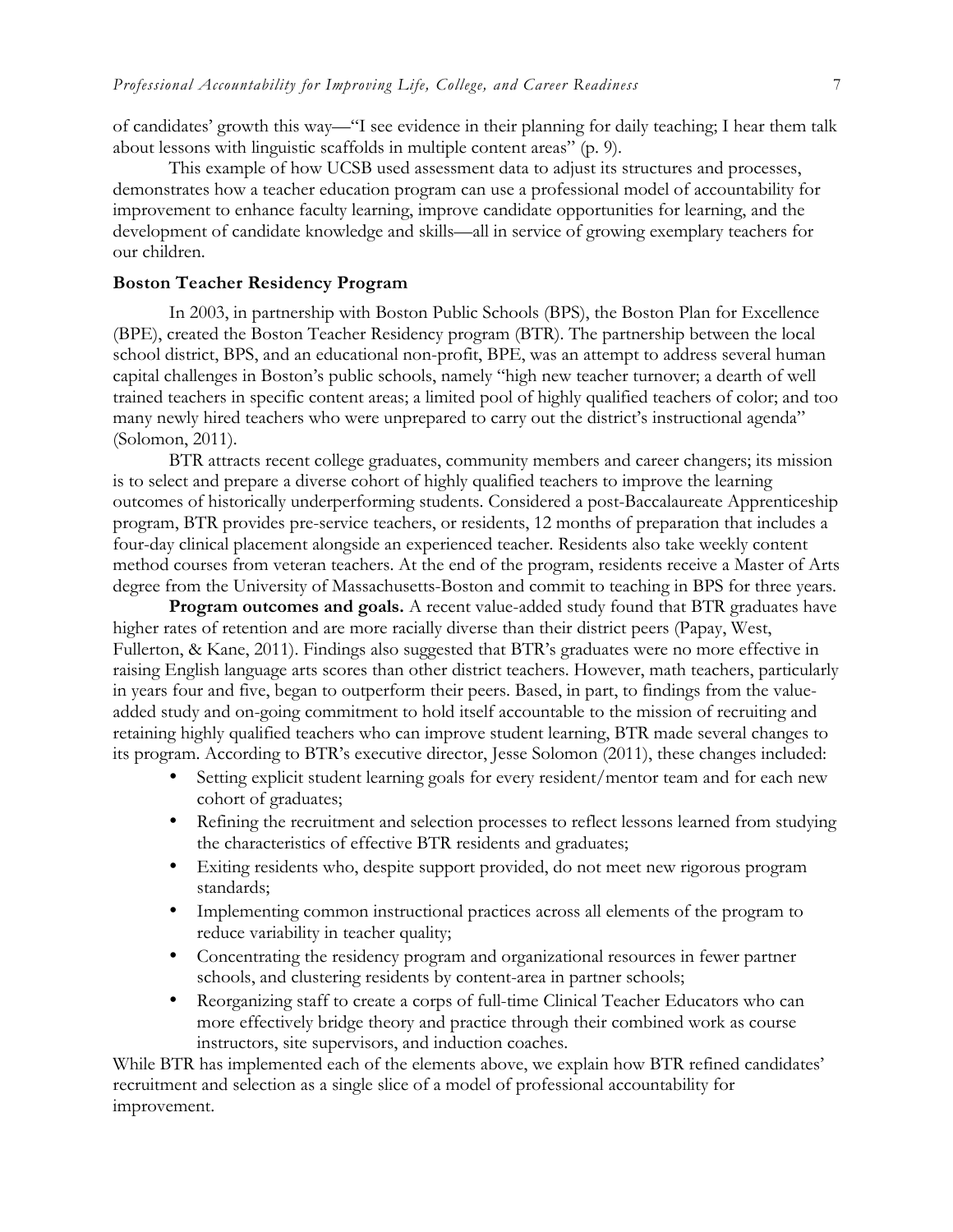of candidates' growth this way—"I see evidence in their planning for daily teaching; I hear them talk about lessons with linguistic scaffolds in multiple content areas" (p. 9).

This example of how UCSB used assessment data to adjust its structures and processes, demonstrates how a teacher education program can use a professional model of accountability for improvement to enhance faculty learning, improve candidate opportunities for learning, and the development of candidate knowledge and skills—all in service of growing exemplary teachers for our children.

### Boston Teacher Residency Program

In 2003, in partnership with Boston Public Schools (BPS), the Boston Plan for Excellence (BPE), created the Boston Teacher Residency program (BTR). The partnership between the local school district, BPS, and an educational non-profit, BPE, was an attempt to address several human capital challenges in Boston's public schools, namely "high new teacher turnover; a dearth of well trained teachers in specific content areas; a limited pool of highly qualified teachers of color; and too many newly hired teachers who were unprepared to carry out the district's instructional agenda" (Solomon, 2011).

BTR attracts recent college graduates, community members and career changers; its mission is to select and prepare a diverse cohort of highly qualified teachers to improve the learning outcomes of historically underperforming students. Considered a post-Baccalaureate Apprenticeship program, BTR provides pre-service teachers, or residents, 12 months of preparation that includes a four-day clinical placement alongside an experienced teacher. Residents also take weekly content method courses from veteran teachers. At the end of the program, residents receive a Master of Arts degree from the University of Massachusetts-Boston and commit to teaching in BPS for three years.

**Program outcomes and goals.** A recent value-added study found that BTR graduates have higher rates of retention and are more racially diverse than their district peers (Papay, West, Fullerton, & Kane, 2011). Findings also suggested that BTR's graduates were no more effective in raising English language arts scores than other district teachers. However, math teachers, particularly in years four and five, began to outperform their peers. Based, in part, to findings from the value-added study and on-going commitment to hold itself accountable to the mission of recruiting and retaining highly qualified teachers who can improve student learning, BTR made several changes to its program. According to BTR's executive director, Jesse Solomon (2011), these changes included:

- Setting explicit student learning goals for every resident/mentor team and for each new cohort of graduates;
- Refining the recruitment and selection processes to reflect lessons learned from studying the characteristics of effective BTR residents and graduates;
- Exiting residents who, despite support provided, do not meet new rigorous program standards;
- Implementing common instructional practices across all elements of the program to reduce variability in teacher quality;
- Concentrating the residency program and organizational resources in fewer partner schools, and clustering residents by content-area in partner schools;
- Reorganizing staff to create a corps of full-time Clinical Teacher Educators who can more effectively bridge theory and practice through their combined work as course instructors, site supervisors, and induction coaches.

While BTR has implemented each of the elements above, we explain how BTR refined candidates' recruitment and selection as a single slice of a model of professional accountability for improvement.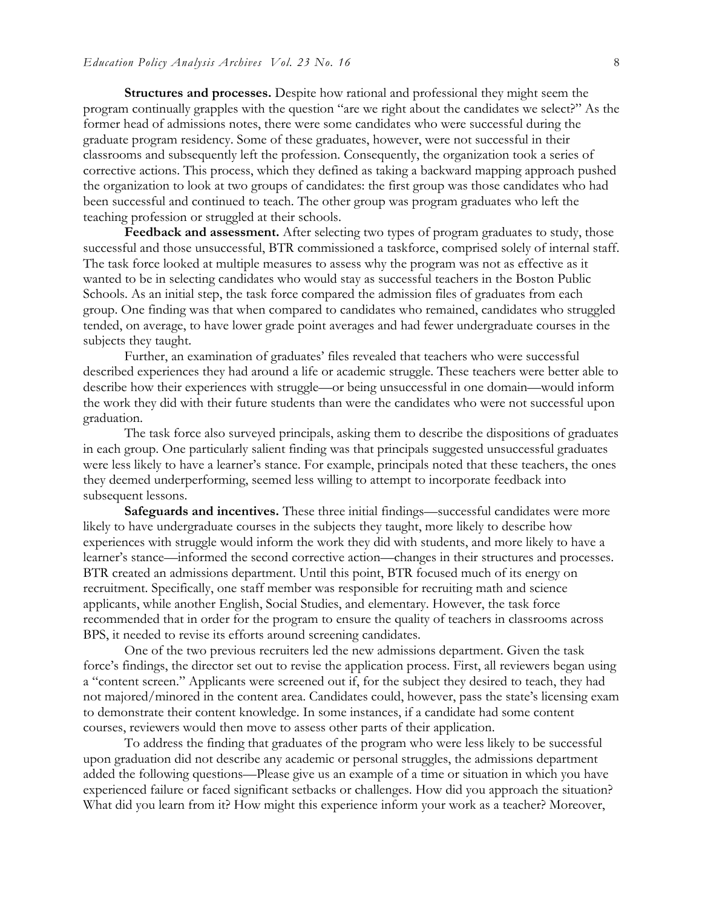**Structures and processes.** Despite how rational and professional they might seem the program continually grapples with the question "are we right about the candidates we select?" As the former head of admissions notes, there were some candidates who were successful during the graduate program residency. Some of these graduates, however, were not successful in their classrooms and subsequently left the profession. Consequently, the organization took a series of corrective actions. This process, which they defined as taking a backward mapping approach pushed the organization to look at two groups of candidates: the first group was those candidates who had been successful and continued to teach. The other group was program graduates who left the teaching profession or struggled at their schools.

**Feedback and assessment.** After selecting two types of program graduates to study, those successful and those unsuccessful, BTR commissioned a taskforce, comprised solely of internal staff. The task force looked at multiple measures to assess why the program was not as effective as it wanted to be in selecting candidates who would stay as successful teachers in the Boston Public Schools. As an initial step, the task force compared the admission files of graduates from each group. One finding was that when compared to candidates who remained, candidates who struggled tended, on average, to have lower grade point averages and had fewer undergraduate courses in the subjects they taught.

Further, an examination of graduates' files revealed that teachers who were successful described experiences they had around a life or academic struggle. These teachers were better able to describe how their experiences with struggle—or being unsuccessful in one domain—would inform the work they did with their future students than were the candidates who were not successful upon graduation.

The task force also surveyed principals, asking them to describe the dispositions of graduates in each group. One particularly salient finding was that principals suggested unsuccessful graduates were less likely to have a learner's stance. For example, principals noted that these teachers, the ones they deemed underperforming, seemed less willing to attempt to incorporate feedback into subsequent lessons.

**Safeguards and incentives.** These three initial findings—successful candidates were more likely to have undergraduate courses in the subjects they taught, more likely to describe how experiences with struggle would inform the work they did with students, and more likely to have a learner's stance—informed the second corrective action—changes in their structures and processes. BTR created an admissions department. Until this point, BTR focused much of its energy on recruitment. Specifically, one staff member was responsible for recruiting math and science applicants, while another English, Social Studies, and elementary. However, the task force recommended that in order for the program to ensure the quality of teachers in classrooms across BPS, it needed to revise its efforts around screening candidates.

One of the two previous recruiters led the new admissions department. Given the task force's findings, the director set out to revise the application process. First, all reviewers began using a "content screen." Applicants were screened out if, for the subject they desired to teach, they had not majored/minored in the content area. Candidates could, however, pass the state's licensing exam to demonstrate their content knowledge. In some instances, if a candidate had some content courses, reviewers would then move to assess other parts of their application.

To address the finding that graduates of the program who were less likely to be successful upon graduation did not describe any academic or personal struggles, the admissions department added the following questions—Please give us an example of a time or situation in which you have experienced failure or faced significant setbacks or challenges. How did you approach the situation? What did you learn from it? How might this experience inform your work as a teacher? Moreover,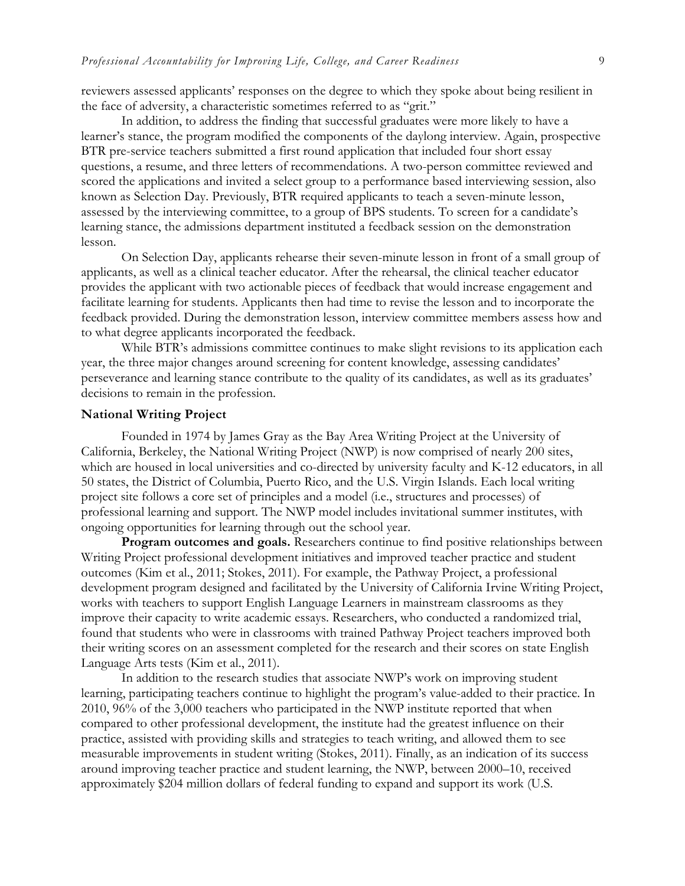reviewers assessed applicants' responses on the degree to which they spoke about being resilient in the face of adversity, a characteristic sometimes referred to as "grit."

In addition, to address the finding that successful graduates were more likely to have a learner's stance, the program modified the components of the daylong interview. Again, prospective BTR pre-service teachers submitted a first round application that included four short essay questions, a resume, and three letters of recommendations. A two-person committee reviewed and scored the applications and invited a select group to a performance based interviewing session, also known as Selection Day. Previously, BTR required applicants to teach a seven-minute lesson, assessed by the interviewing committee, to a group of BPS students. To screen for a candidate's learning stance, the admissions department instituted a feedback session on the demonstration lesson.

On Selection Day, applicants rehearse their seven-minute lesson in front of a small group of applicants, as well as a clinical teacher educator. After the rehearsal, the clinical teacher educator provides the applicant with two actionable pieces of feedback that would increase engagement and facilitate learning for students. Applicants then had time to revise the lesson and to incorporate the feedback provided. During the demonstration lesson, interview committee members assess how and to what degree applicants incorporated the feedback.

While BTR's admissions committee continues to make slight revisions to its application each year, the three major changes around screening for content knowledge, assessing candidates' perseverance and learning stance contribute to the quality of its candidates, as well as its graduates' decisions to remain in the profession.

### National Writing Project

Founded in 1974 by James Gray as the Bay Area Writing Project at the University of California, Berkeley, the National Writing Project (NWP) is now comprised of nearly 200 sites, which are housed in local universities and co-directed by university faculty and K-12 educators, in all 50 states, the District of Columbia, Puerto Rico, and the U.S. Virgin Islands. Each local writing project site follows a core set of principles and a model (i.e., structures and processes) of professional learning and support. The NWP model includes invitational summer institutes, with ongoing opportunities for learning through out the school year.

**Program outcomes and goals.** Researchers continue to find positive relationships between Writing Project professional development initiatives and improved teacher practice and student outcomes (Kim et al., 2011; Stokes, 2011). For example, the Pathway Project, a professional development program designed and facilitated by the University of California Irvine Writing Project, works with teachers to support English Language Learners in mainstream classrooms as they improve their capacity to write academic essays. Researchers, who conducted a randomized trial, found that students who were in classrooms with trained Pathway Project teachers improved both their writing scores on an assessment completed for the research and their scores on state English Language Arts tests (Kim et al., 2011).

In addition to the research studies that associate NWP's work on improving student learning, participating teachers continue to highlight the program's value-added to their practice. In 2010, 96% of the 3,000 teachers who participated in the NWP institute reported that when compared to other professional development, the institute had the greatest influence on their practice, assisted with providing skills and strategies to teach writing, and allowed them to see measurable improvements in student writing (Stokes, 2011). Finally, as an indication of its success around improving teacher practice and student learning, the NWP, between 2000–10, received approximately $204 million dollars of federal funding to expand and support its work (U.S.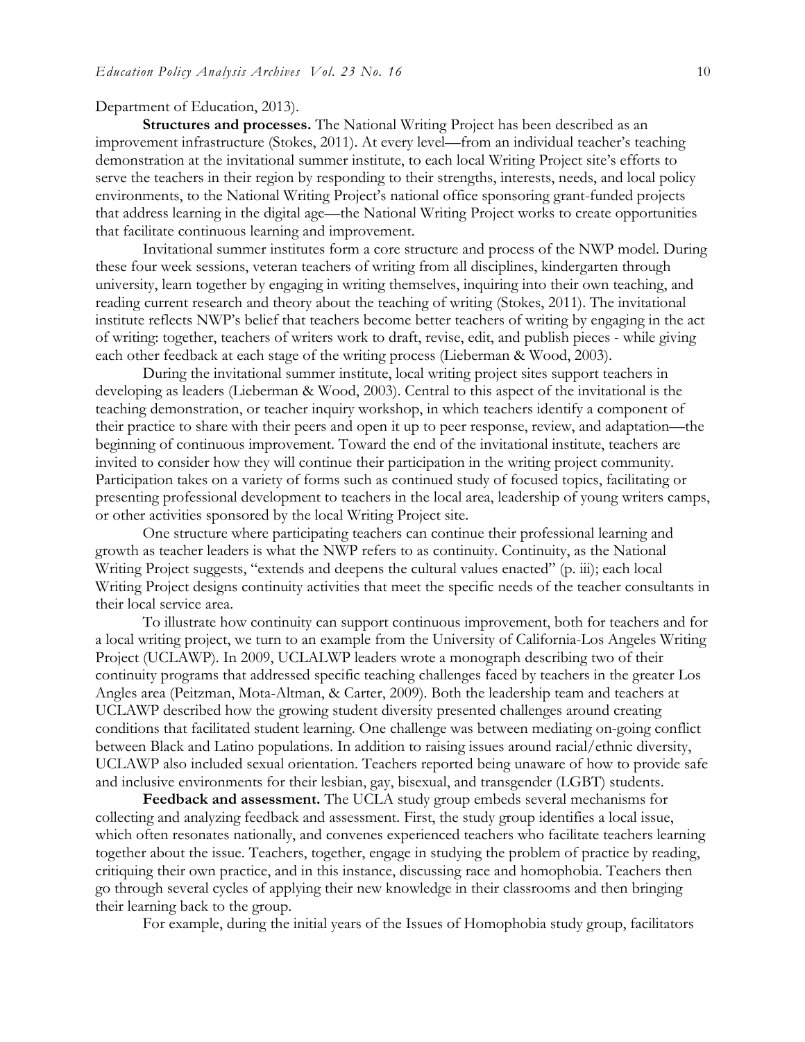Department of Education, 2013).

**Structures and processes.** The National Writing Project has been described as an improvement infrastructure (Stokes, 2011). At every level—from an individual teacher's teaching demonstration at the invitational summer institute, to each local Writing Project site's efforts to serve the teachers in their region by responding to their strengths, interests, needs, and local policy environments, to the National Writing Project's national office sponsoring grant-funded projects that address learning in the digital age—the National Writing Project works to create opportunities that facilitate continuous learning and improvement.

Invitational summer institutes form a core structure and process of the NWP model. During these four week sessions, veteran teachers of writing from all disciplines, kindergarten through university, learn together by engaging in writing themselves, inquiring into their own teaching, and reading current research and theory about the teaching of writing (Stokes, 2011). The invitational institute reflects NWP's belief that teachers become better teachers of writing by engaging in the act of writing: together, teachers of writers work to draft, revise, edit, and publish pieces - while giving each other feedback at each stage of the writing process (Lieberman & Wood, 2003).

During the invitational summer institute, local writing project sites support teachers in developing as leaders (Lieberman & Wood, 2003). Central to this aspect of the invitational is the teaching demonstration, or teacher inquiry workshop, in which teachers identify a component of their practice to share with their peers and open it up to peer response, review, and adaptation—the beginning of continuous improvement. Toward the end of the invitational institute, teachers are invited to consider how they will continue their participation in the writing project community. Participation takes on a variety of forms such as continued study of focused topics, facilitating or presenting professional development to teachers in the local area, leadership of young writers camps, or other activities sponsored by the local Writing Project site.

One structure where participating teachers can continue their professional learning and growth as teacher leaders is what the NWP refers to as continuity. Continuity, as the National Writing Project suggests, "extends and deepens the cultural values enacted" (p. iii); each local Writing Project designs continuity activities that meet the specific needs of the teacher consultants in their local service area.

To illustrate how continuity can support continuous improvement, both for teachers and for a local writing project, we turn to an example from the University of California-Los Angeles Writing Project (UCLAWP). In 2009, UCLALWP leaders wrote a monograph describing two of their continuity programs that addressed specific teaching challenges faced by teachers in the greater Los Angles area (Peitzman, Mota-Altman, & Carter, 2009). Both the leadership team and teachers at UCLAWP described how the growing student diversity presented challenges around creating conditions that facilitated student learning. One challenge was between mediating on-going conflict between Black and Latino populations. In addition to raising issues around racial/ethnic diversity, UCLAWP also included sexual orientation. Teachers reported being unaware of how to provide safe and inclusive environments for their lesbian, gay, bisexual, and transgender (LGBT) students.

**Feedback and assessment.** The UCLA study group embeds several mechanisms for collecting and analyzing feedback and assessment. First, the study group identifies a local issue, which often resonates nationally, and convenes experienced teachers who facilitate teachers learning together about the issue. Teachers, together, engage in studying the problem of practice by reading, critiquing their own practice, and in this instance, discussing race and homophobia. Teachers then go through several cycles of applying their new knowledge in their classrooms and then bringing their learning back to the group.

For example, during the initial years of the Issues of Homophobia study group, facilitators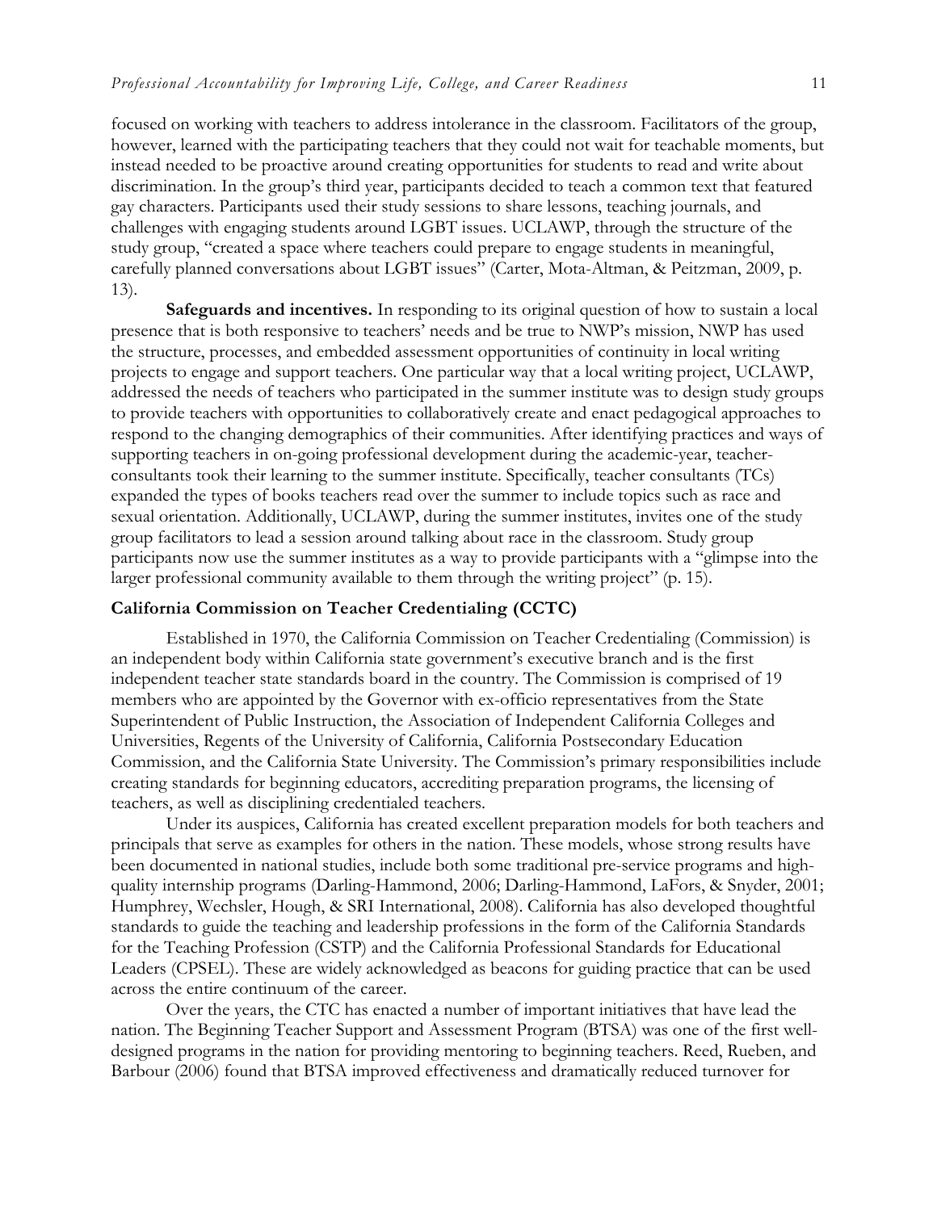focused on working with teachers to address intolerance in the classroom. Facilitators of the group, however, learned with the participating teachers that they could not wait for teachable moments, but instead needed to be proactive around creating opportunities for students to read and write about discrimination. In the group's third year, participants decided to teach a common text that featured gay characters. Participants used their study sessions to share lessons, teaching journals, and challenges with engaging students around LGBT issues. UCLAWP, through the structure of the study group, "created a space where teachers could prepare to engage students in meaningful, carefully planned conversations about LGBT issues" (Carter, Mota-Altman, & Peitzman, 2009, p. 13).

**Safeguards and incentives.** In responding to its original question of how to sustain a local presence that is both responsive to teachers' needs and be true to NWP's mission, NWP has used the structure, processes, and embedded assessment opportunities of continuity in local writing projects to engage and support teachers. One particular way that a local writing project, UCLAWP, addressed the needs of teachers who participated in the summer institute was to design study groups to provide teachers with opportunities to collaboratively create and enact pedagogical approaches to respond to the changing demographics of their communities. After identifying practices and ways of supporting teachers in on-going professional development during the academic-year, teacher-consultants took their learning to the summer institute. Specifically, teacher consultants (TCs) expanded the types of books teachers read over the summer to include topics such as race and sexual orientation. Additionally, UCLAWP, during the summer institutes, invites one of the study group facilitators to lead a session around talking about race in the classroom. Study group participants now use the summer institutes as a way to provide participants with a "glimpse into the larger professional community available to them through the writing project" (p. 15).

### California Commission on Teacher Credentialing (CCTC)

Established in 1970, the California Commission on Teacher Credentialing (Commission) is an independent body within California state government's executive branch and is the first independent teacher state standards board in the country. The Commission is comprised of 19 members who are appointed by the Governor with ex-officio representatives from the State Superintendent of Public Instruction, the Association of Independent California Colleges and Universities, Regents of the University of California, California Postsecondary Education Commission, and the California State University. The Commission's primary responsibilities include creating standards for beginning educators, accrediting preparation programs, the licensing of teachers, as well as disciplining credentialed teachers.

Under its auspices, California has created excellent preparation models for both teachers and principals that serve as examples for others in the nation. These models, whose strong results have been documented in national studies, include both some traditional pre-service programs and high-quality internship programs (Darling-Hammond, 2006; Darling-Hammond, LaFors, & Snyder, 2001; Humphrey, Wechsler, Hough, & SRI International, 2008). California has also developed thoughtful standards to guide the teaching and leadership professions in the form of the California Standards for the Teaching Profession (CSTP) and the California Professional Standards for Educational Leaders (CPSEL). These are widely acknowledged as beacons for guiding practice that can be used across the entire continuum of the career.

Over the years, the CTC has enacted a number of important initiatives that have lead the nation. The Beginning Teacher Support and Assessment Program (BTSA) was one of the first well-designed programs in the nation for providing mentoring to beginning teachers. Reed, Rueben, and Barbour (2006) found that BTSA improved effectiveness and dramatically reduced turnover for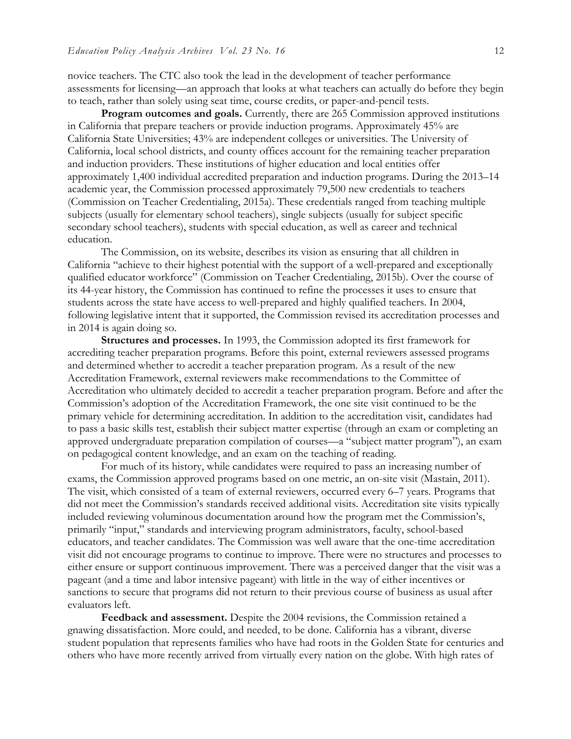novice teachers. The CTC also took the lead in the development of teacher performance assessments for licensing—an approach that looks at what teachers can actually do before they begin to teach, rather than solely using seat time, course credits, or paper-and-pencil tests.

**Program outcomes and goals.** Currently, there are 265 Commission approved institutions in California that prepare teachers or provide induction programs. Approximately 45% are California State Universities; 43% are independent colleges or universities. The University of California, local school districts, and county offices account for the remaining teacher preparation and induction providers. These institutions of higher education and local entities offer approximately 1,400 individual accredited preparation and induction programs. During the 2013–14 academic year, the Commission processed approximately 79,500 new credentials to teachers (Commission on Teacher Credentialing, 2015a). These credentials ranged from teaching multiple subjects (usually for elementary school teachers), single subjects (usually for subject specific secondary school teachers), students with special education, as well as career and technical education.

The Commission, on its website, describes its vision as ensuring that all children in California "achieve to their highest potential with the support of a well-prepared and exceptionally qualified educator workforce" (Commission on Teacher Credentialing, 2015b). Over the course of its 44-year history, the Commission has continued to refine the processes it uses to ensure that students across the state have access to well-prepared and highly qualified teachers. In 2004, following legislative intent that it supported, the Commission revised its accreditation processes and in 2014 is again doing so.

**Structures and processes.** In 1993, the Commission adopted its first framework for accrediting teacher preparation programs. Before this point, external reviewers assessed programs and determined whether to accredit a teacher preparation program. As a result of the new Accreditation Framework, external reviewers make recommendations to the Committee of Accreditation who ultimately decided to accredit a teacher preparation program. Before and after the Commission's adoption of the Accreditation Framework, the one site visit continued to be the primary vehicle for determining accreditation. In addition to the accreditation visit, candidates had to pass a basic skills test, establish their subject matter expertise (through an exam or completing an approved undergraduate preparation compilation of courses—a "subject matter program"), an exam on pedagogical content knowledge, and an exam on the teaching of reading.

For much of its history, while candidates were required to pass an increasing number of exams, the Commission approved programs based on one metric, an on-site visit (Mastain, 2011). The visit, which consisted of a team of external reviewers, occurred every 6–7 years. Programs that did not meet the Commission's standards received additional visits. Accreditation site visits typically included reviewing voluminous documentation around how the program met the Commission's, primarily "input," standards and interviewing program administrators, faculty, school-based educators, and teacher candidates. The Commission was well aware that the one-time accreditation visit did not encourage programs to continue to improve. There were no structures and processes to either ensure or support continuous improvement. There was a perceived danger that the visit was a pageant (and a time and labor intensive pageant) with little in the way of either incentives or sanctions to secure that programs did not return to their previous course of business as usual after evaluators left.

**Feedback and assessment.** Despite the 2004 revisions, the Commission retained a gnawing dissatisfaction. More could, and needed, to be done. California has a vibrant, diverse student population that represents families who have had roots in the Golden State for centuries and others who have more recently arrived from virtually every nation on the globe. With high rates of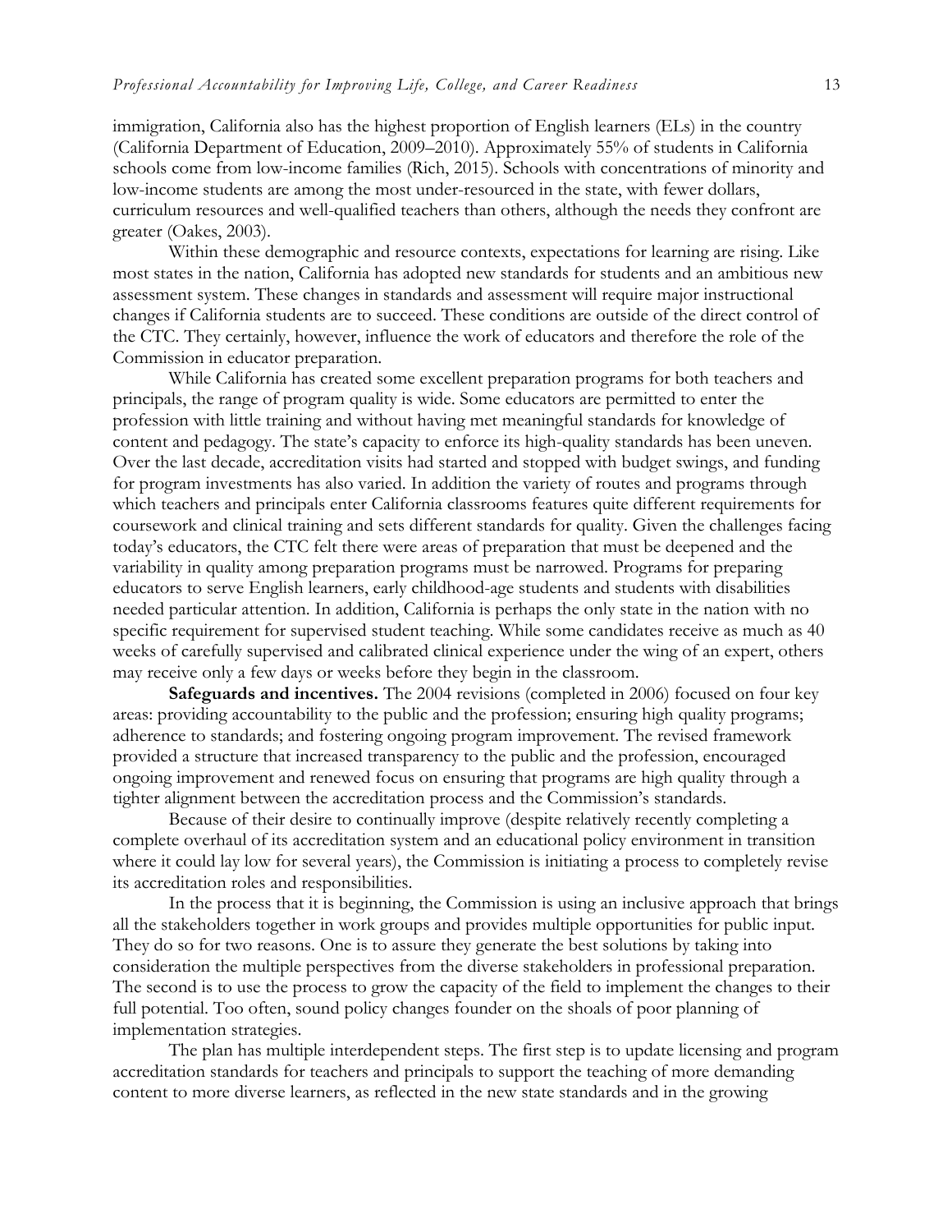immigration, California also has the highest proportion of English learners (ELs) in the country (California Department of Education, 2009–2010). Approximately 55% of students in California schools come from low-income families (Rich, 2015). Schools with concentrations of minority and low-income students are among the most under-resourced in the state, with fewer dollars, curriculum resources and well-qualified teachers than others, although the needs they confront are greater (Oakes, 2003).

Within these demographic and resource contexts, expectations for learning are rising. Like most states in the nation, California has adopted new standards for students and an ambitious new assessment system. These changes in standards and assessment will require major instructional changes if California students are to succeed. These conditions are outside of the direct control of the CTC. They certainly, however, influence the work of educators and therefore the role of the Commission in educator preparation.

While California has created some excellent preparation programs for both teachers and principals, the range of program quality is wide. Some educators are permitted to enter the profession with little training and without having met meaningful standards for knowledge of content and pedagogy. The state's capacity to enforce its high-quality standards has been uneven. Over the last decade, accreditation visits had started and stopped with budget swings, and funding for program investments has also varied. In addition the variety of routes and programs through which teachers and principals enter California classrooms features quite different requirements for coursework and clinical training and sets different standards for quality. Given the challenges facing today's educators, the CTC felt there were areas of preparation that must be deepened and the variability in quality among preparation programs must be narrowed. Programs for preparing educators to serve English learners, early childhood-age students and students with disabilities needed particular attention. In addition, California is perhaps the only state in the nation with no specific requirement for supervised student teaching. While some candidates receive as much as 40 weeks of carefully supervised and calibrated clinical experience under the wing of an expert, others may receive only a few days or weeks before they begin in the classroom.

**Safeguards and incentives.** The 2004 revisions (completed in 2006) focused on four key areas: providing accountability to the public and the profession; ensuring high quality programs; adherence to standards; and fostering ongoing program improvement. The revised framework provided a structure that increased transparency to the public and the profession, encouraged ongoing improvement and renewed focus on ensuring that programs are high quality through a tighter alignment between the accreditation process and the Commission's standards.

Because of their desire to continually improve (despite relatively recently completing a complete overhaul of its accreditation system and an educational policy environment in transition where it could lay low for several years), the Commission is initiating a process to completely revise its accreditation roles and responsibilities.

In the process that it is beginning, the Commission is using an inclusive approach that brings all the stakeholders together in work groups and provides multiple opportunities for public input. They do so for two reasons. One is to assure they generate the best solutions by taking into consideration the multiple perspectives from the diverse stakeholders in professional preparation. The second is to use the process to grow the capacity of the field to implement the changes to their full potential. Too often, sound policy changes founder on the shoals of poor planning of implementation strategies.

The plan has multiple interdependent steps. The first step is to update licensing and program accreditation standards for teachers and principals to support the teaching of more demanding content to more diverse learners, as reflected in the new state standards and in the growing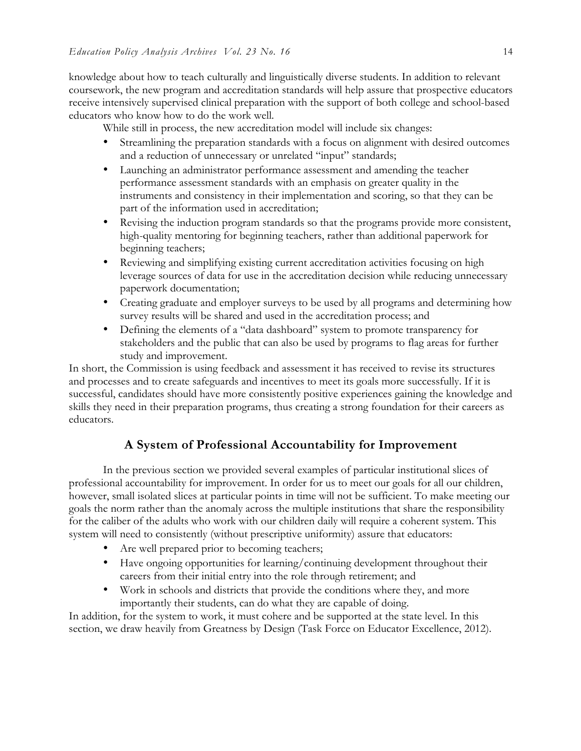knowledge about how to teach culturally and linguistically diverse students. In addition to relevant coursework, the new program and accreditation standards will help assure that prospective educators receive intensively supervised clinical preparation with the support of both college and school-based educators who know how to do the work well.

While still in process, the new accreditation model will include six changes:

- Streamlining the preparation standards with a focus on alignment with desired outcomes and a reduction of unnecessary or unrelated "input" standards;
- Launching an administrator performance assessment and amending the teacher performance assessment standards with an emphasis on greater quality in the instruments and consistency in their implementation and scoring, so that they can be part of the information used in accreditation;
- Revising the induction program standards so that the programs provide more consistent, high-quality mentoring for beginning teachers, rather than additional paperwork for beginning teachers;
- Reviewing and simplifying existing current accreditation activities focusing on high leverage sources of data for use in the accreditation decision while reducing unnecessary paperwork documentation;
- Creating graduate and employer surveys to be used by all programs and determining how survey results will be shared and used in the accreditation process; and
- Defining the elements of a "data dashboard" system to promote transparency for stakeholders and the public that can also be used by programs to flag areas for further study and improvement.

In short, the Commission is using feedback and assessment it has received to revise its structures and processes and to create safeguards and incentives to meet its goals more successfully. If it is successful, candidates should have more consistently positive experiences gaining the knowledge and skills they need in their preparation programs, thus creating a strong foundation for their careers as educators.

## A System of Professional Accountability for Improvement

In the previous section we provided several examples of particular institutional slices of professional accountability for improvement. In order for us to meet our goals for all our children, however, small isolated slices at particular points in time will not be sufficient. To make meeting our goals the norm rather than the anomaly across the multiple institutions that share the responsibility for the caliber of the adults who work with our children daily will require a coherent system. This system will need to consistently (without prescriptive uniformity) assure that educators:

- Are well prepared prior to becoming teachers;
- Have ongoing opportunities for learning/continuing development throughout their careers from their initial entry into the role through retirement; and
- Work in schools and districts that provide the conditions where they, and more importantly their students, can do what they are capable of doing.

In addition, for the system to work, it must cohere and be supported at the state level. In this section, we draw heavily from Greatness by Design (Task Force on Educator Excellence, 2012).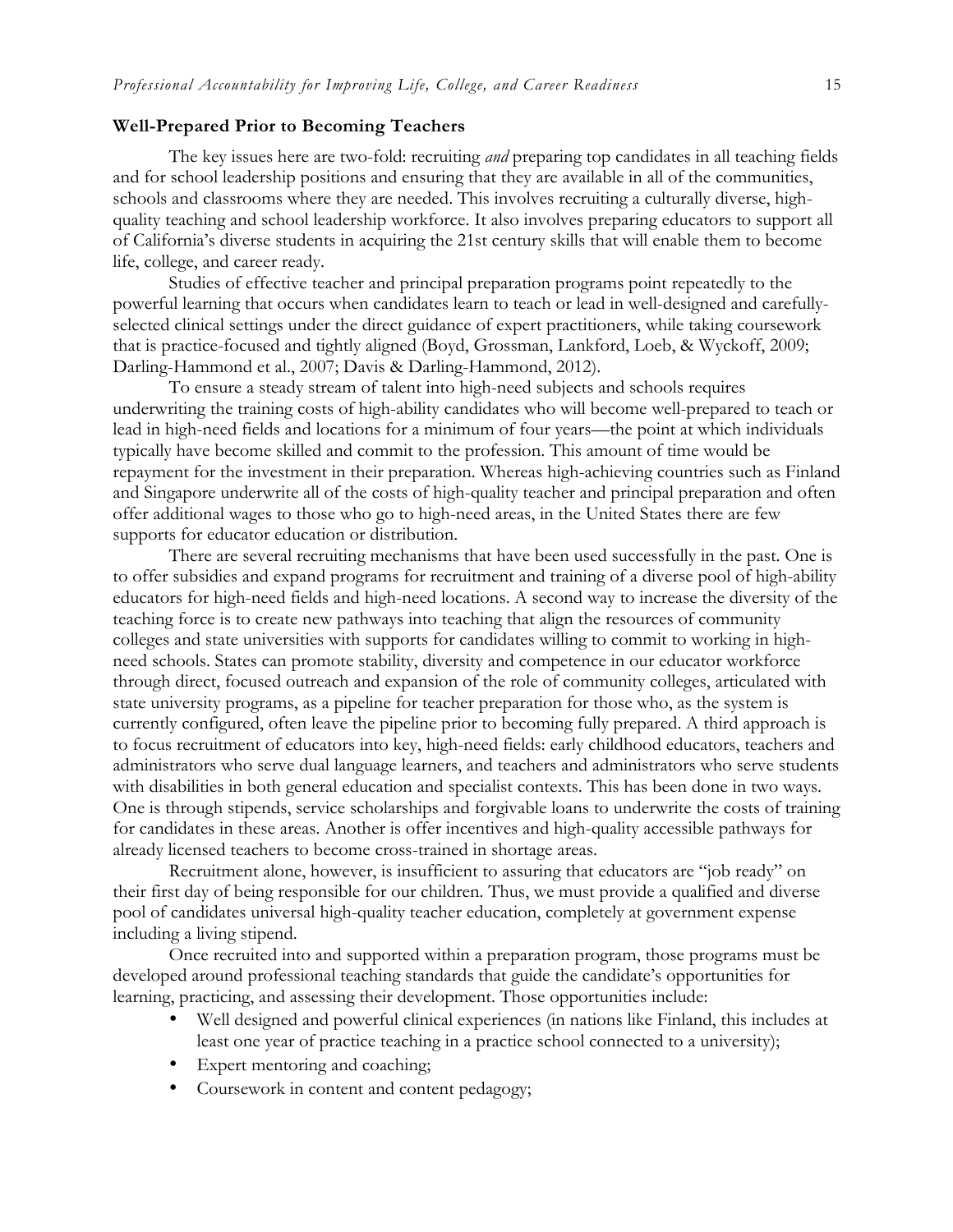## Well-Prepared Prior to Becoming Teachers

The key issues here are two-fold: recruiting *and* preparing top candidates in all teaching fields and for school leadership positions and ensuring that they are available in all of the communities, schools and classrooms where they are needed. This involves recruiting a culturally diverse, high-quality teaching and school leadership workforce. It also involves preparing educators to support all of California's diverse students in acquiring the 21st century skills that will enable them to become life, college, and career ready.

Studies of effective teacher and principal preparation programs point repeatedly to the powerful learning that occurs when candidates learn to teach or lead in well-designed and carefully-selected clinical settings under the direct guidance of expert practitioners, while taking coursework that is practice-focused and tightly aligned (Boyd, Grossman, Lankford, Loeb, & Wyckoff, 2009; Darling-Hammond et al., 2007; Davis & Darling-Hammond, 2012).

To ensure a steady stream of talent into high-need subjects and schools requires underwriting the training costs of high-ability candidates who will become well-prepared to teach or lead in high-need fields and locations for a minimum of four years—the point at which individuals typically have become skilled and commit to the profession. This amount of time would be repayment for the investment in their preparation. Whereas high-achieving countries such as Finland and Singapore underwrite all of the costs of high-quality teacher and principal preparation and often offer additional wages to those who go to high-need areas, in the United States there are few supports for educator education or distribution.

There are several recruiting mechanisms that have been used successfully in the past. One is to offer subsidies and expand programs for recruitment and training of a diverse pool of high-ability educators for high-need fields and high-need locations. A second way to increase the diversity of the teaching force is to create new pathways into teaching that align the resources of community colleges and state universities with supports for candidates willing to commit to working in high-need schools. States can promote stability, diversity and competence in our educator workforce through direct, focused outreach and expansion of the role of community colleges, articulated with state university programs, as a pipeline for teacher preparation for those who, as the system is currently configured, often leave the pipeline prior to becoming fully prepared. A third approach is to focus recruitment of educators into key, high-need fields: early childhood educators, teachers and administrators who serve dual language learners, and teachers and administrators who serve students with disabilities in both general education and specialist contexts. This has been done in two ways. One is through stipends, service scholarships and forgivable loans to underwrite the costs of training for candidates in these areas. Another is offer incentives and high-quality accessible pathways for already licensed teachers to become cross-trained in shortage areas.

Recruitment alone, however, is insufficient to assuring that educators are "job ready" on their first day of being responsible for our children. Thus, we must provide a qualified and diverse pool of candidates universal high-quality teacher education, completely at government expense including a living stipend.

Once recruited into and supported within a preparation program, those programs must be developed around professional teaching standards that guide the candidate's opportunities for learning, practicing, and assessing their development. Those opportunities include:

- Well designed and powerful clinical experiences (in nations like Finland, this includes at least one year of practice teaching in a practice school connected to a university);
- Expert mentoring and coaching;
- Coursework in content and content pedagogy;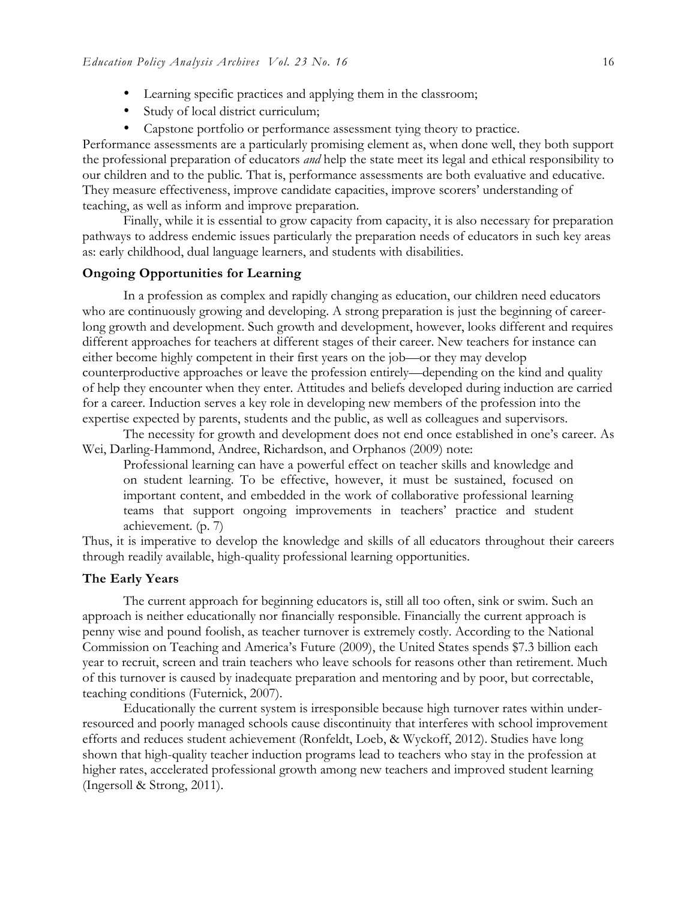- Learning specific practices and applying them in the classroom;
- Study of local district curriculum;
- Capstone portfolio or performance assessment tying theory to practice.

Performance assessments are a particularly promising element as, when done well, they both support the professional preparation of educators *and* help the state meet its legal and ethical responsibility to our children and to the public. That is, performance assessments are both evaluative and educative. They measure effectiveness, improve candidate capacities, improve scorers' understanding of teaching, as well as inform and improve preparation.

Finally, while it is essential to grow capacity from capacity, it is also necessary for preparation pathways to address endemic issues particularly the preparation needs of educators in such key areas as: early childhood, dual language learners, and students with disabilities.

### Ongoing Opportunities for Learning

In a profession as complex and rapidly changing as education, our children need educators who are continuously growing and developing. A strong preparation is just the beginning of career-long growth and development. Such growth and development, however, looks different and requires different approaches for teachers at different stages of their career. New teachers for instance can either become highly competent in their first years on the job—or they may develop counterproductive approaches or leave the profession entirely—depending on the kind and quality of help they encounter when they enter. Attitudes and beliefs developed during induction are carried for a career. Induction serves a key role in developing new members of the profession into the expertise expected by parents, students and the public, as well as colleagues and supervisors.

The necessity for growth and development does not end once established in one's career. As Wei, Darling-Hammond, Andree, Richardson, and Orphanos (2009) note:

> Professional learning can have a powerful effect on teacher skills and knowledge and on student learning. To be effective, however, it must be sustained, focused on important content, and embedded in the work of collaborative professional learning teams that support ongoing improvements in teachers' practice and student achievement. (p. 7)

Thus, it is imperative to develop the knowledge and skills of all educators throughout their careers through readily available, high-quality professional learning opportunities.

### The Early Years

The current approach for beginning educators is, still all too often, sink or swim. Such an approach is neither educationally nor financially responsible. Financially the current approach is penny wise and pound foolish, as teacher turnover is extremely costly. According to the National Commission on Teaching and America's Future (2009), the United States spends $7.3 billion each year to recruit, screen and train teachers who leave schools for reasons other than retirement. Much of this turnover is caused by inadequate preparation and mentoring and by poor, but correctable, teaching conditions (Futernick, 2007).

Educationally the current system is irresponsible because high turnover rates within under-resourced and poorly managed schools cause discontinuity that interferes with school improvement efforts and reduces student achievement (Ronfeldt, Loeb, & Wyckoff, 2012). Studies have long shown that high-quality teacher induction programs lead to teachers who stay in the profession at higher rates, accelerated professional growth among new teachers and improved student learning (Ingersoll & Strong, 2011).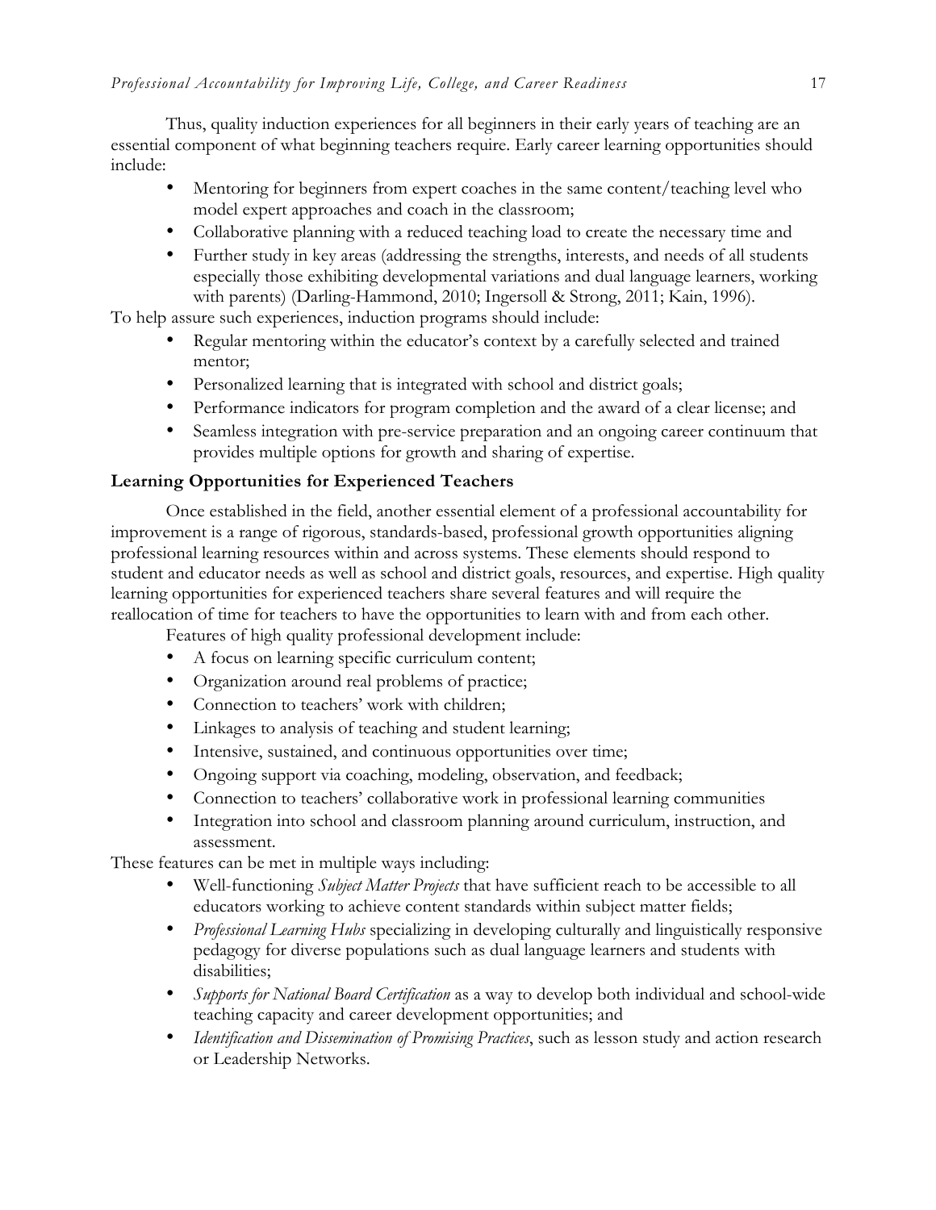Thus, quality induction experiences for all beginners in their early years of teaching are an essential component of what beginning teachers require. Early career learning opportunities should include:

- Mentoring for beginners from expert coaches in the same content/teaching level who model expert approaches and coach in the classroom;
- Collaborative planning with a reduced teaching load to create the necessary time and
- Further study in key areas (addressing the strengths, interests, and needs of all students especially those exhibiting developmental variations and dual language learners, working with parents) (Darling-Hammond, 2010; Ingersoll & Strong, 2011; Kain, 1996).

To help assure such experiences, induction programs should include:

- Regular mentoring within the educator's context by a carefully selected and trained mentor;
- Personalized learning that is integrated with school and district goals;
- Performance indicators for program completion and the award of a clear license; and
- Seamless integration with pre-service preparation and an ongoing career continuum that provides multiple options for growth and sharing of expertise.

### Learning Opportunities for Experienced Teachers

Once established in the field, another essential element of a professional accountability for improvement is a range of rigorous, standards-based, professional growth opportunities aligning professional learning resources within and across systems. These elements should respond to student and educator needs as well as school and district goals, resources, and expertise. High quality learning opportunities for experienced teachers share several features and will require the reallocation of time for teachers to have the opportunities to learn with and from each other.

Features of high quality professional development include:

- A focus on learning specific curriculum content;
- Organization around real problems of practice;
- Connection to teachers' work with children;
- Linkages to analysis of teaching and student learning;
- Intensive, sustained, and continuous opportunities over time;
- Ongoing support via coaching, modeling, observation, and feedback;
- Connection to teachers' collaborative work in professional learning communities
- Integration into school and classroom planning around curriculum, instruction, and assessment.

These features can be met in multiple ways including:

- Well-functioning *Subject Matter Projects* that have sufficient reach to be accessible to all educators working to achieve content standards within subject matter fields;
- *Professional Learning Hubs* specializing in developing culturally and linguistically responsive pedagogy for diverse populations such as dual language learners and students with disabilities;
- *Supports for National Board Certification* as a way to develop both individual and school-wide teaching capacity and career development opportunities; and
- *Identification and Dissemination of Promising Practices*, such as lesson study and action research or Leadership Networks.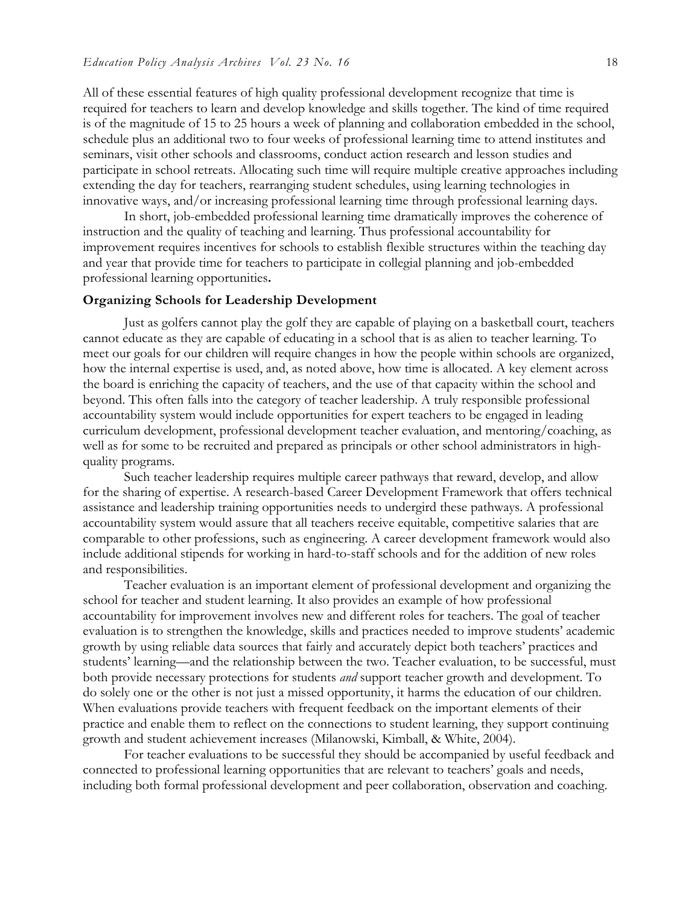All of these essential features of high quality professional development recognize that time is required for teachers to learn and develop knowledge and skills together. The kind of time required is of the magnitude of 15 to 25 hours a week of planning and collaboration embedded in the school, schedule plus an additional two to four weeks of professional learning time to attend institutes and seminars, visit other schools and classrooms, conduct action research and lesson studies and participate in school retreats. Allocating such time will require multiple creative approaches including extending the day for teachers, rearranging student schedules, using learning technologies in innovative ways, and/or increasing professional learning time through professional learning days.

In short, job-embedded professional learning time dramatically improves the coherence of instruction and the quality of teaching and learning. Thus professional accountability for improvement requires incentives for schools to establish flexible structures within the teaching day and year that provide time for teachers to participate in collegial planning and job-embedded professional learning opportunities**.**

### Organizing Schools for Leadership Development

Just as golfers cannot play the golf they are capable of playing on a basketball court, teachers cannot educate as they are capable of educating in a school that is as alien to teacher learning. To meet our goals for our children will require changes in how the people within schools are organized, how the internal expertise is used, and, as noted above, how time is allocated. A key element across the board is enriching the capacity of teachers, and the use of that capacity within the school and beyond. This often falls into the category of teacher leadership. A truly responsible professional accountability system would include opportunities for expert teachers to be engaged in leading curriculum development, professional development teacher evaluation, and mentoring/coaching, as well as for some to be recruited and prepared as principals or other school administrators in high-quality programs.

Such teacher leadership requires multiple career pathways that reward, develop, and allow for the sharing of expertise. A research-based Career Development Framework that offers technical assistance and leadership training opportunities needs to undergird these pathways. A professional accountability system would assure that all teachers receive equitable, competitive salaries that are comparable to other professions, such as engineering. A career development framework would also include additional stipends for working in hard-to-staff schools and for the addition of new roles and responsibilities.

Teacher evaluation is an important element of professional development and organizing the school for teacher and student learning. It also provides an example of how professional accountability for improvement involves new and different roles for teachers. The goal of teacher evaluation is to strengthen the knowledge, skills and practices needed to improve students' academic growth by using reliable data sources that fairly and accurately depict both teachers' practices and students' learning—and the relationship between the two. Teacher evaluation, to be successful, must both provide necessary protections for students *and* support teacher growth and development. To do solely one or the other is not just a missed opportunity, it harms the education of our children. When evaluations provide teachers with frequent feedback on the important elements of their practice and enable them to reflect on the connections to student learning, they support continuing growth and student achievement increases (Milanowski, Kimball, & White, 2004).

For teacher evaluations to be successful they should be accompanied by useful feedback and connected to professional learning opportunities that are relevant to teachers' goals and needs, including both formal professional development and peer collaboration, observation and coaching.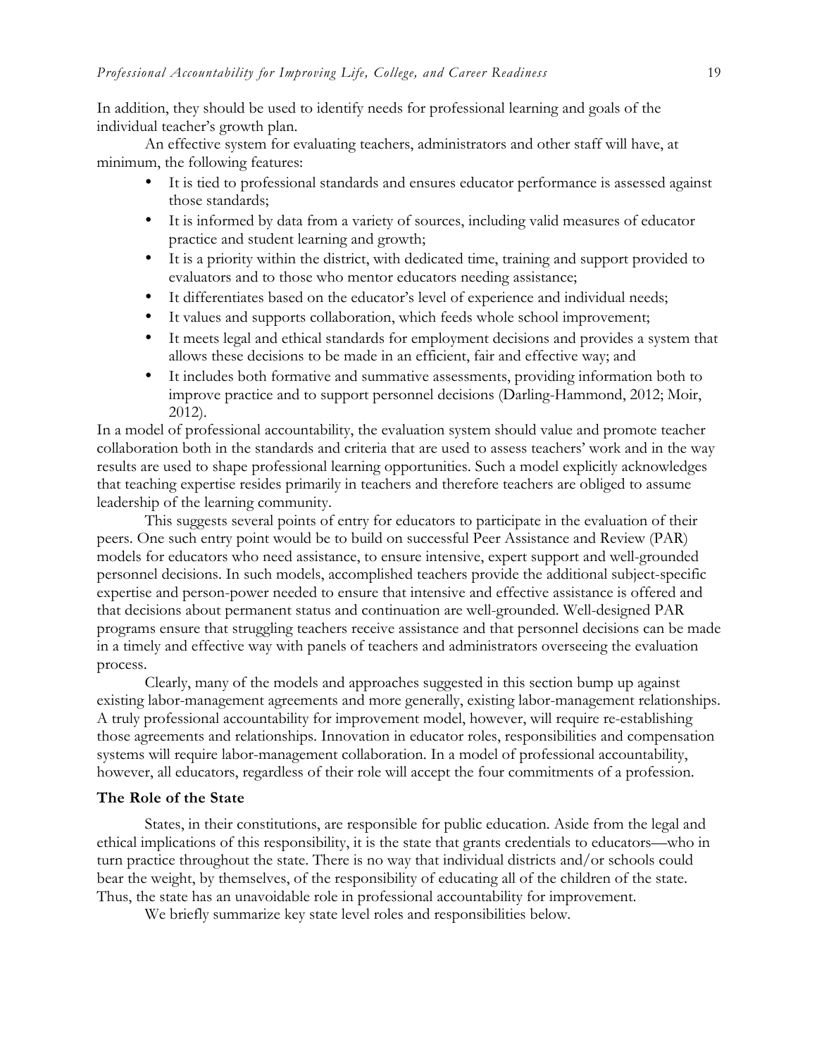In addition, they should be used to identify needs for professional learning and goals of the individual teacher's growth plan.

An effective system for evaluating teachers, administrators and other staff will have, at minimum, the following features:

- It is tied to professional standards and ensures educator performance is assessed against those standards;
- It is informed by data from a variety of sources, including valid measures of educator practice and student learning and growth;
- It is a priority within the district, with dedicated time, training and support provided to evaluators and to those who mentor educators needing assistance;
- It differentiates based on the educator's level of experience and individual needs;
- It values and supports collaboration, which feeds whole school improvement;
- It meets legal and ethical standards for employment decisions and provides a system that allows these decisions to be made in an efficient, fair and effective way; and
- It includes both formative and summative assessments, providing information both to improve practice and to support personnel decisions (Darling-Hammond, 2012; Moir, 2012).

In a model of professional accountability, the evaluation system should value and promote teacher collaboration both in the standards and criteria that are used to assess teachers' work and in the way results are used to shape professional learning opportunities. Such a model explicitly acknowledges that teaching expertise resides primarily in teachers and therefore teachers are obliged to assume leadership of the learning community.

This suggests several points of entry for educators to participate in the evaluation of their peers. One such entry point would be to build on successful Peer Assistance and Review (PAR) models for educators who need assistance, to ensure intensive, expert support and well-grounded personnel decisions. In such models, accomplished teachers provide the additional subject-specific expertise and person-power needed to ensure that intensive and effective assistance is offered and that decisions about permanent status and continuation are well-grounded. Well-designed PAR programs ensure that struggling teachers receive assistance and that personnel decisions can be made in a timely and effective way with panels of teachers and administrators overseeing the evaluation process.

Clearly, many of the models and approaches suggested in this section bump up against existing labor-management agreements and more generally, existing labor-management relationships. A truly professional accountability for improvement model, however, will require re-establishing those agreements and relationships. Innovation in educator roles, responsibilities and compensation systems will require labor-management collaboration. In a model of professional accountability, however, all educators, regardless of their role will accept the four commitments of a profession.

### The Role of the State

States, in their constitutions, are responsible for public education. Aside from the legal and ethical implications of this responsibility, it is the state that grants credentials to educators—who in turn practice throughout the state. There is no way that individual districts and/or schools could bear the weight, by themselves, of the responsibility of educating all of the children of the state. Thus, the state has an unavoidable role in professional accountability for improvement.

We briefly summarize key state level roles and responsibilities below.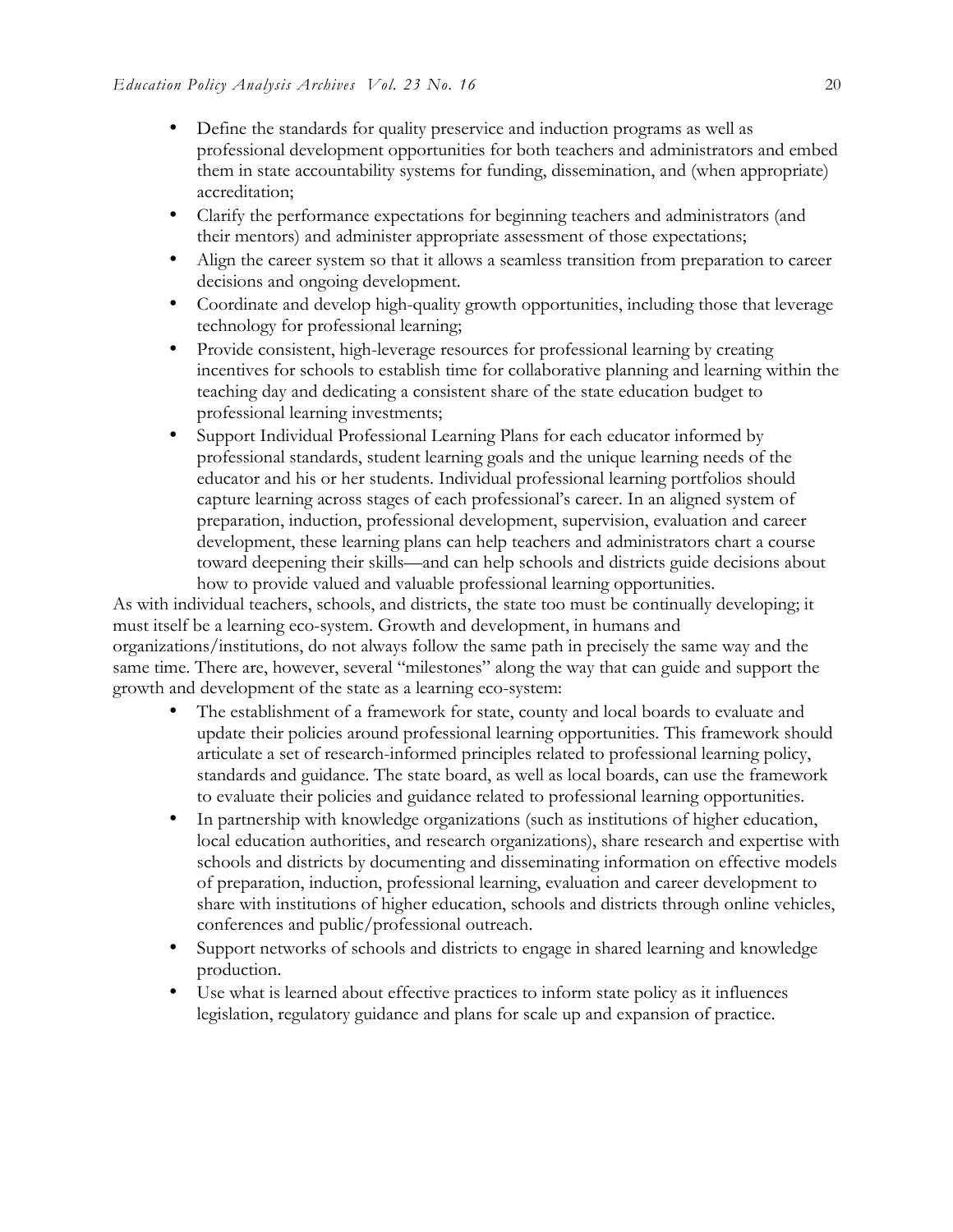- Define the standards for quality preservice and induction programs as well as professional development opportunities for both teachers and administrators and embed them in state accountability systems for funding, dissemination, and (when appropriate) accreditation;
- Clarify the performance expectations for beginning teachers and administrators (and their mentors) and administer appropriate assessment of those expectations;
- Align the career system so that it allows a seamless transition from preparation to career decisions and ongoing development.
- Coordinate and develop high-quality growth opportunities, including those that leverage technology for professional learning;
- Provide consistent, high-leverage resources for professional learning by creating incentives for schools to establish time for collaborative planning and learning within the teaching day and dedicating a consistent share of the state education budget to professional learning investments;
- Support Individual Professional Learning Plans for each educator informed by professional standards, student learning goals and the unique learning needs of the educator and his or her students. Individual professional learning portfolios should capture learning across stages of each professional's career. In an aligned system of preparation, induction, professional development, supervision, evaluation and career development, these learning plans can help teachers and administrators chart a course toward deepening their skills—and can help schools and districts guide decisions about how to provide valued and valuable professional learning opportunities.

As with individual teachers, schools, and districts, the state too must be continually developing; it must itself be a learning eco-system. Growth and development, in humans and organizations/institutions, do not always follow the same path in precisely the same way and the same time. There are, however, several "milestones" along the way that can guide and support the growth and development of the state as a learning eco-system:

- The establishment of a framework for state, county and local boards to evaluate and update their policies around professional learning opportunities. This framework should articulate a set of research-informed principles related to professional learning policy, standards and guidance. The state board, as well as local boards, can use the framework to evaluate their policies and guidance related to professional learning opportunities.
- In partnership with knowledge organizations (such as institutions of higher education, local education authorities, and research organizations), share research and expertise with schools and districts by documenting and disseminating information on effective models of preparation, induction, professional learning, evaluation and career development to share with institutions of higher education, schools and districts through online vehicles, conferences and public/professional outreach.
- Support networks of schools and districts to engage in shared learning and knowledge production.
- Use what is learned about effective practices to inform state policy as it influences legislation, regulatory guidance and plans for scale up and expansion of practice.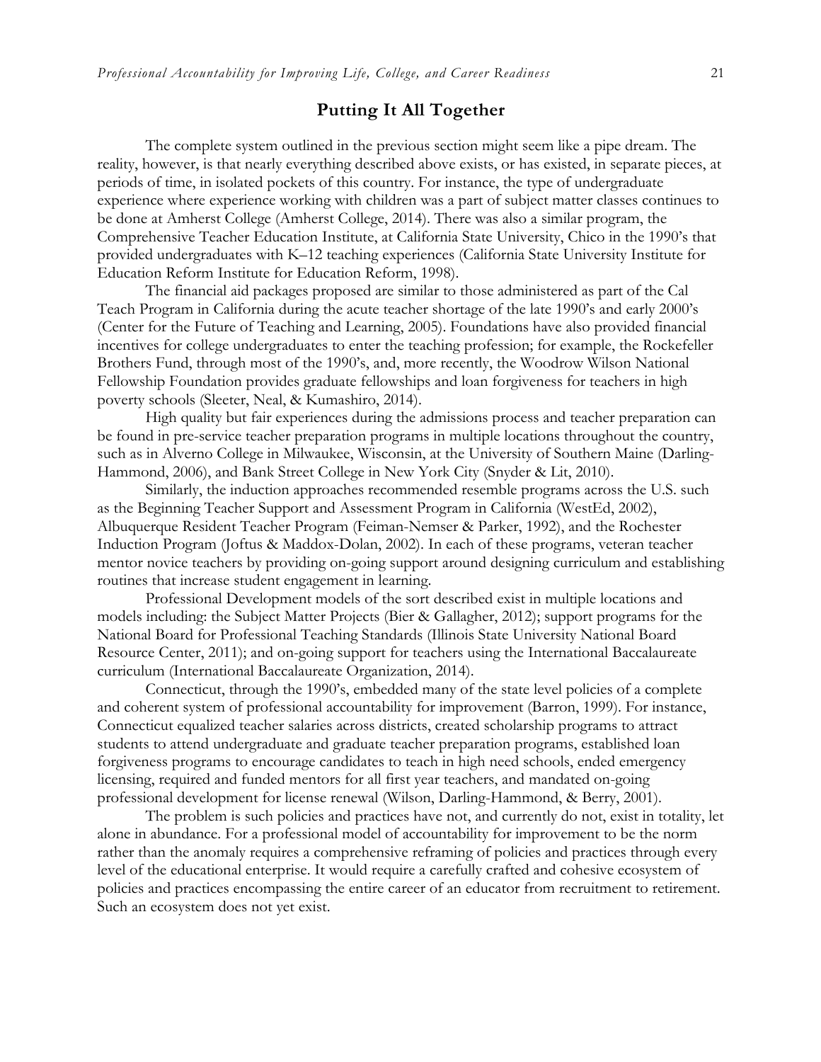## Putting It All Together

The complete system outlined in the previous section might seem like a pipe dream. The reality, however, is that nearly everything described above exists, or has existed, in separate pieces, at periods of time, in isolated pockets of this country. For instance, the type of undergraduate experience where experience working with children was a part of subject matter classes continues to be done at Amherst College (Amherst College, 2014). There was also a similar program, the Comprehensive Teacher Education Institute, at California State University, Chico in the 1990's that provided undergraduates with K–12 teaching experiences (California State University Institute for Education Reform Institute for Education Reform, 1998).

The financial aid packages proposed are similar to those administered as part of the Cal Teach Program in California during the acute teacher shortage of the late 1990's and early 2000's (Center for the Future of Teaching and Learning, 2005). Foundations have also provided financial incentives for college undergraduates to enter the teaching profession; for example, the Rockefeller Brothers Fund, through most of the 1990's, and, more recently, the Woodrow Wilson National Fellowship Foundation provides graduate fellowships and loan forgiveness for teachers in high poverty schools (Sleeter, Neal, & Kumashiro, 2014).

High quality but fair experiences during the admissions process and teacher preparation can be found in pre-service teacher preparation programs in multiple locations throughout the country, such as in Alverno College in Milwaukee, Wisconsin, at the University of Southern Maine (Darling-Hammond, 2006), and Bank Street College in New York City (Snyder & Lit, 2010).

Similarly, the induction approaches recommended resemble programs across the U.S. such as the Beginning Teacher Support and Assessment Program in California (WestEd, 2002), Albuquerque Resident Teacher Program (Feiman-Nemser & Parker, 1992), and the Rochester Induction Program (Joftus & Maddox-Dolan, 2002). In each of these programs, veteran teacher mentor novice teachers by providing on-going support around designing curriculum and establishing routines that increase student engagement in learning.

Professional Development models of the sort described exist in multiple locations and models including: the Subject Matter Projects (Bier & Gallagher, 2012); support programs for the National Board for Professional Teaching Standards (Illinois State University National Board Resource Center, 2011); and on-going support for teachers using the International Baccalaureate curriculum (International Baccalaureate Organization, 2014).

Connecticut, through the 1990's, embedded many of the state level policies of a complete and coherent system of professional accountability for improvement (Barron, 1999). For instance, Connecticut equalized teacher salaries across districts, created scholarship programs to attract students to attend undergraduate and graduate teacher preparation programs, established loan forgiveness programs to encourage candidates to teach in high need schools, ended emergency licensing, required and funded mentors for all first year teachers, and mandated on-going professional development for license renewal (Wilson, Darling-Hammond, & Berry, 2001).

The problem is such policies and practices have not, and currently do not, exist in totality, let alone in abundance. For a professional model of accountability for improvement to be the norm rather than the anomaly requires a comprehensive reframing of policies and practices through every level of the educational enterprise. It would require a carefully crafted and cohesive ecosystem of policies and practices encompassing the entire career of an educator from recruitment to retirement. Such an ecosystem does not yet exist.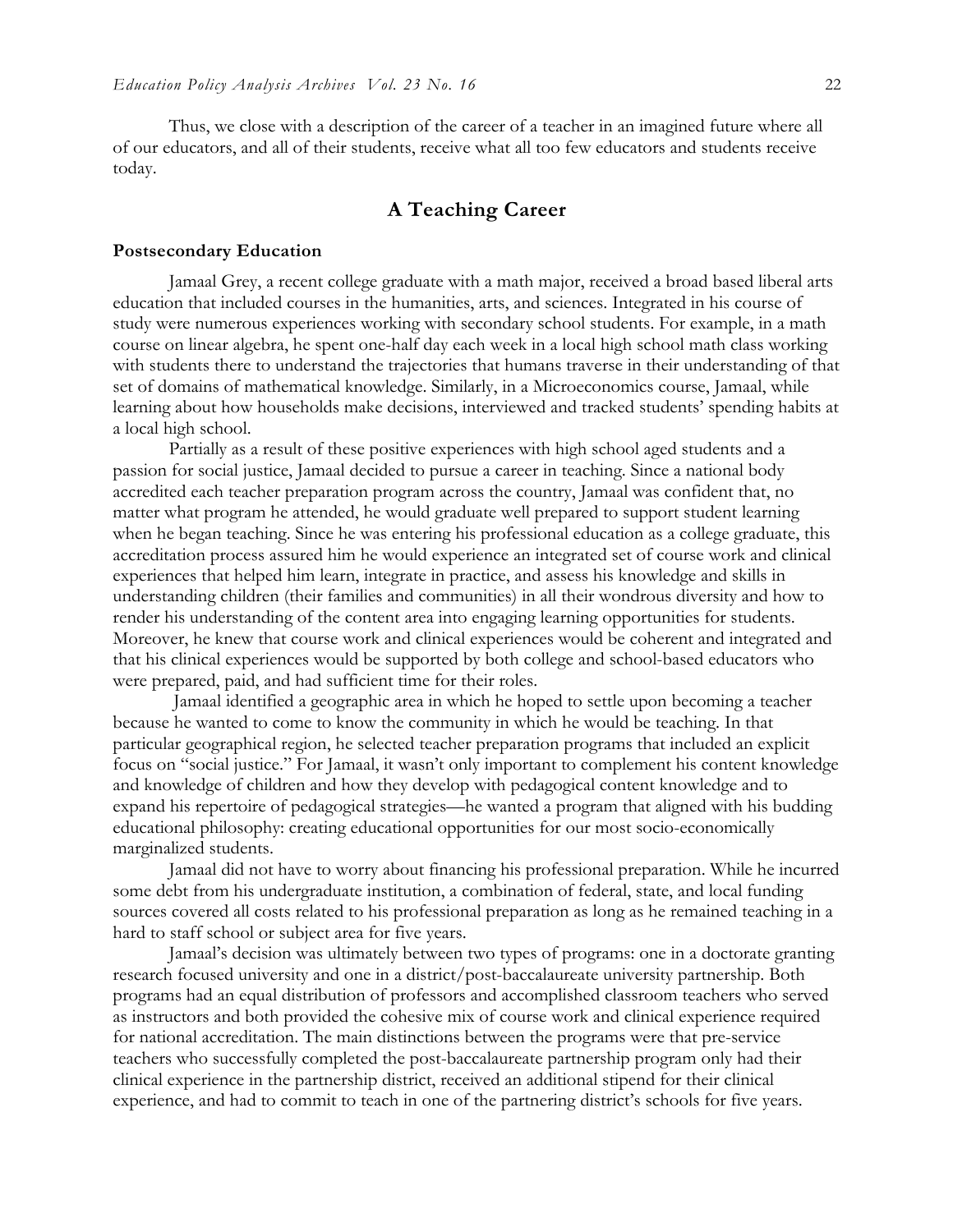Thus, we close with a description of the career of a teacher in an imagined future where all of our educators, and all of their students, receive what all too few educators and students receive today.

## A Teaching Career

### Postsecondary Education

Jamaal Grey, a recent college graduate with a math major, received a broad based liberal arts education that included courses in the humanities, arts, and sciences. Integrated in his course of study were numerous experiences working with secondary school students. For example, in a math course on linear algebra, he spent one-half day each week in a local high school math class working with students there to understand the trajectories that humans traverse in their understanding of that set of domains of mathematical knowledge. Similarly, in a Microeconomics course, Jamaal, while learning about how households make decisions, interviewed and tracked students' spending habits at a local high school.

Partially as a result of these positive experiences with high school aged students and a passion for social justice, Jamaal decided to pursue a career in teaching. Since a national body accredited each teacher preparation program across the country, Jamaal was confident that, no matter what program he attended, he would graduate well prepared to support student learning when he began teaching. Since he was entering his professional education as a college graduate, this accreditation process assured him he would experience an integrated set of course work and clinical experiences that helped him learn, integrate in practice, and assess his knowledge and skills in understanding children (their families and communities) in all their wondrous diversity and how to render his understanding of the content area into engaging learning opportunities for students. Moreover, he knew that course work and clinical experiences would be coherent and integrated and that his clinical experiences would be supported by both college and school-based educators who were prepared, paid, and had sufficient time for their roles.

Jamaal identified a geographic area in which he hoped to settle upon becoming a teacher because he wanted to come to know the community in which he would be teaching. In that particular geographical region, he selected teacher preparation programs that included an explicit focus on "social justice." For Jamaal, it wasn't only important to complement his content knowledge and knowledge of children and how they develop with pedagogical content knowledge and to expand his repertoire of pedagogical strategies—he wanted a program that aligned with his budding educational philosophy: creating educational opportunities for our most socio-economically marginalized students.

Jamaal did not have to worry about financing his professional preparation. While he incurred some debt from his undergraduate institution, a combination of federal, state, and local funding sources covered all costs related to his professional preparation as long as he remained teaching in a hard to staff school or subject area for five years.

Jamaal's decision was ultimately between two types of programs: one in a doctorate granting research focused university and one in a district/post-baccalaureate university partnership. Both programs had an equal distribution of professors and accomplished classroom teachers who served as instructors and both provided the cohesive mix of course work and clinical experience required for national accreditation. The main distinctions between the programs were that pre-service teachers who successfully completed the post-baccalaureate partnership program only had their clinical experience in the partnership district, received an additional stipend for their clinical experience, and had to commit to teach in one of the partnering district's schools for five years.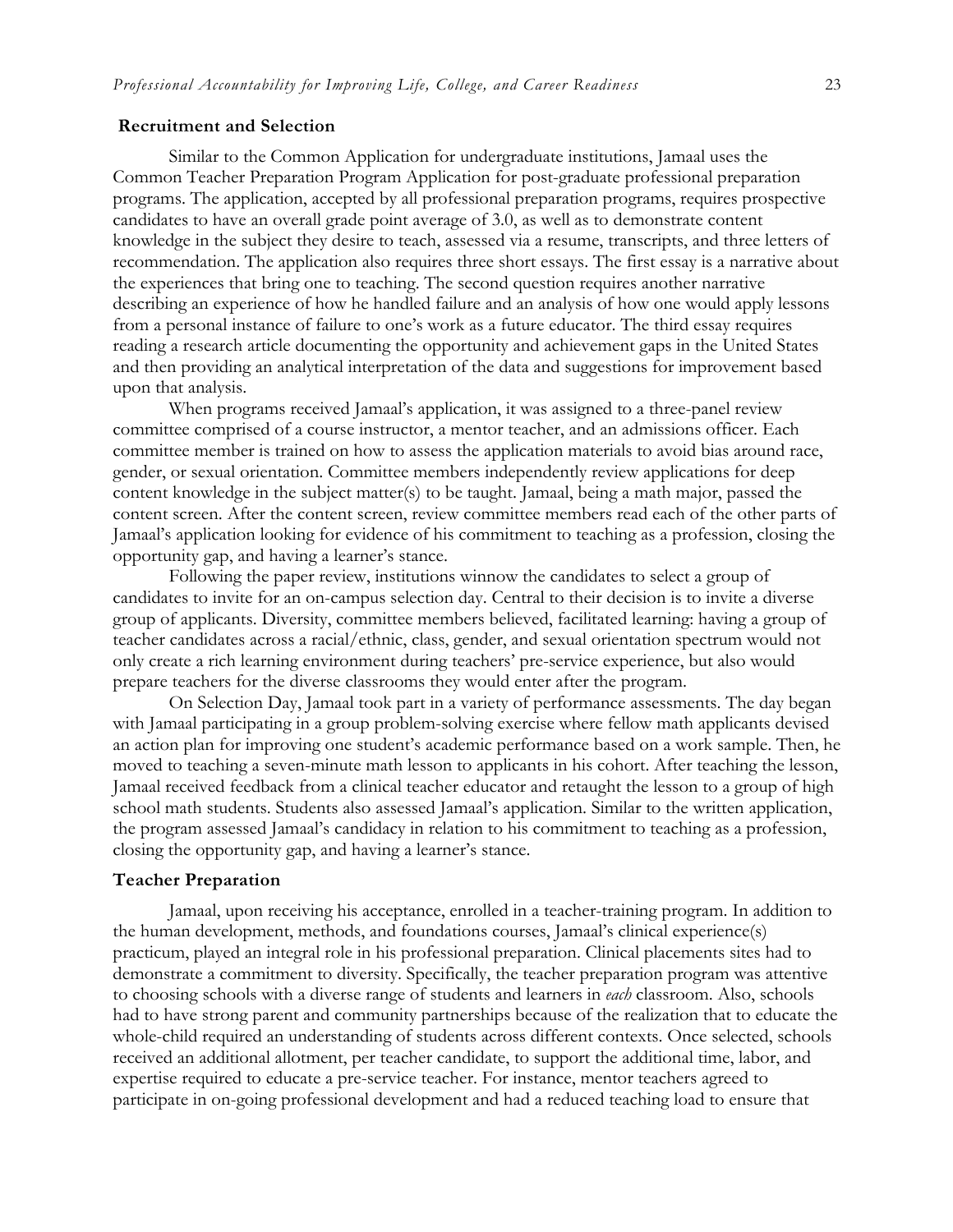## Recruitment and Selection

Similar to the Common Application for undergraduate institutions, Jamaal uses the Common Teacher Preparation Program Application for post-graduate professional preparation programs. The application, accepted by all professional preparation programs, requires prospective candidates to have an overall grade point average of 3.0, as well as to demonstrate content knowledge in the subject they desire to teach, assessed via a resume, transcripts, and three letters of recommendation. The application also requires three short essays. The first essay is a narrative about the experiences that bring one to teaching. The second question requires another narrative describing an experience of how he handled failure and an analysis of how one would apply lessons from a personal instance of failure to one's work as a future educator. The third essay requires reading a research article documenting the opportunity and achievement gaps in the United States and then providing an analytical interpretation of the data and suggestions for improvement based upon that analysis.

When programs received Jamaal's application, it was assigned to a three-panel review committee comprised of a course instructor, a mentor teacher, and an admissions officer. Each committee member is trained on how to assess the application materials to avoid bias around race, gender, or sexual orientation. Committee members independently review applications for deep content knowledge in the subject matter(s) to be taught. Jamaal, being a math major, passed the content screen. After the content screen, review committee members read each of the other parts of Jamaal's application looking for evidence of his commitment to teaching as a profession, closing the opportunity gap, and having a learner's stance.

Following the paper review, institutions winnow the candidates to select a group of candidates to invite for an on-campus selection day. Central to their decision is to invite a diverse group of applicants. Diversity, committee members believed, facilitated learning: having a group of teacher candidates across a racial/ethnic, class, gender, and sexual orientation spectrum would not only create a rich learning environment during teachers' pre-service experience, but also would prepare teachers for the diverse classrooms they would enter after the program.

On Selection Day, Jamaal took part in a variety of performance assessments. The day began with Jamaal participating in a group problem-solving exercise where fellow math applicants devised an action plan for improving one student's academic performance based on a work sample. Then, he moved to teaching a seven-minute math lesson to applicants in his cohort. After teaching the lesson, Jamaal received feedback from a clinical teacher educator and retaught the lesson to a group of high school math students. Students also assessed Jamaal's application. Similar to the written application, the program assessed Jamaal's candidacy in relation to his commitment to teaching as a profession, closing the opportunity gap, and having a learner's stance.

## Teacher Preparation

Jamaal, upon receiving his acceptance, enrolled in a teacher-training program. In addition to the human development, methods, and foundations courses, Jamaal's clinical experience(s) practicum, played an integral role in his professional preparation. Clinical placements sites had to demonstrate a commitment to diversity. Specifically, the teacher preparation program was attentive to choosing schools with a diverse range of students and learners in *each* classroom. Also, schools had to have strong parent and community partnerships because of the realization that to educate the whole-child required an understanding of students across different contexts. Once selected, schools received an additional allotment, per teacher candidate, to support the additional time, labor, and expertise required to educate a pre-service teacher. For instance, mentor teachers agreed to participate in on-going professional development and had a reduced teaching load to ensure that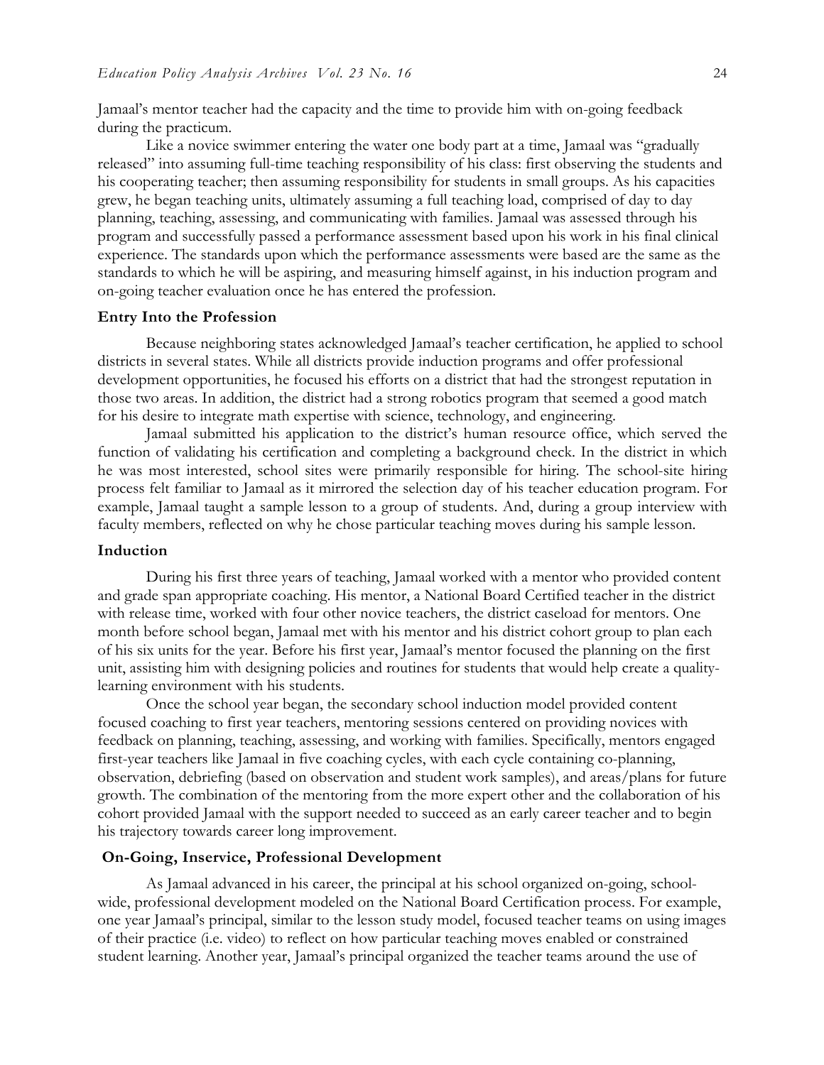Jamaal's mentor teacher had the capacity and the time to provide him with on-going feedback during the practicum.

Like a novice swimmer entering the water one body part at a time, Jamaal was "gradually released" into assuming full-time teaching responsibility of his class: first observing the students and his cooperating teacher; then assuming responsibility for students in small groups. As his capacities grew, he began teaching units, ultimately assuming a full teaching load, comprised of day to day planning, teaching, assessing, and communicating with families. Jamaal was assessed through his program and successfully passed a performance assessment based upon his work in his final clinical experience. The standards upon which the performance assessments were based are the same as the standards to which he will be aspiring, and measuring himself against, in his induction program and on-going teacher evaluation once he has entered the profession.

### Entry Into the Profession

Because neighboring states acknowledged Jamaal's teacher certification, he applied to school districts in several states. While all districts provide induction programs and offer professional development opportunities, he focused his efforts on a district that had the strongest reputation in those two areas. In addition, the district had a strong robotics program that seemed a good match for his desire to integrate math expertise with science, technology, and engineering.

Jamaal submitted his application to the district's human resource office, which served the function of validating his certification and completing a background check. In the district in which he was most interested, school sites were primarily responsible for hiring. The school-site hiring process felt familiar to Jamaal as it mirrored the selection day of his teacher education program. For example, Jamaal taught a sample lesson to a group of students. And, during a group interview with faculty members, reflected on why he chose particular teaching moves during his sample lesson.

### Induction

During his first three years of teaching, Jamaal worked with a mentor who provided content and grade span appropriate coaching. His mentor, a National Board Certified teacher in the district with release time, worked with four other novice teachers, the district caseload for mentors. One month before school began, Jamaal met with his mentor and his district cohort group to plan each of his six units for the year. Before his first year, Jamaal's mentor focused the planning on the first unit, assisting him with designing policies and routines for students that would help create a quality-learning environment with his students.

Once the school year began, the secondary school induction model provided content focused coaching to first year teachers, mentoring sessions centered on providing novices with feedback on planning, teaching, assessing, and working with families. Specifically, mentors engaged first-year teachers like Jamaal in five coaching cycles, with each cycle containing co-planning, observation, debriefing (based on observation and student work samples), and areas/plans for future growth. The combination of the mentoring from the more expert other and the collaboration of his cohort provided Jamaal with the support needed to succeed as an early career teacher and to begin his trajectory towards career long improvement.

### On-Going, Inservice, Professional Development

As Jamaal advanced in his career, the principal at his school organized on-going, school-wide, professional development modeled on the National Board Certification process. For example, one year Jamaal's principal, similar to the lesson study model, focused teacher teams on using images of their practice (i.e. video) to reflect on how particular teaching moves enabled or constrained student learning. Another year, Jamaal's principal organized the teacher teams around the use of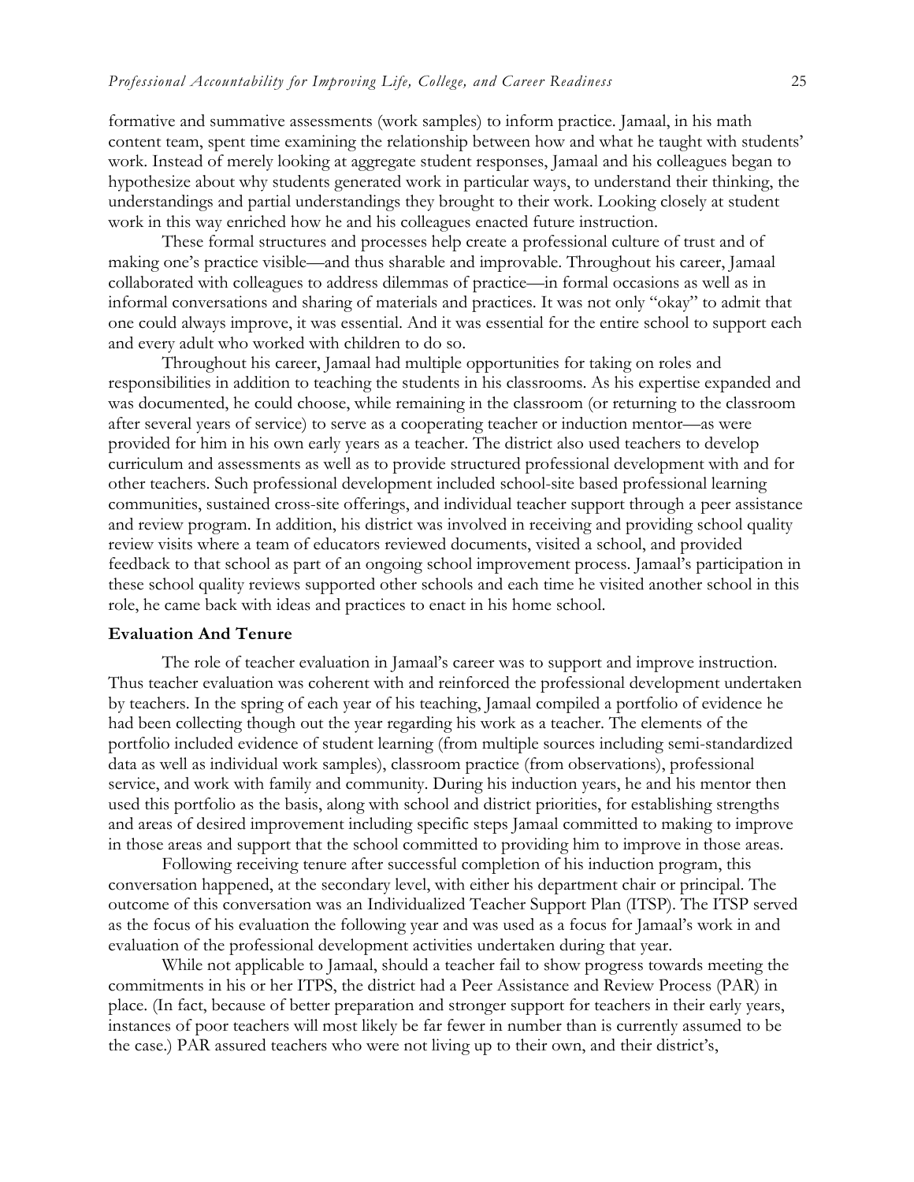formative and summative assessments (work samples) to inform practice. Jamaal, in his math content team, spent time examining the relationship between how and what he taught with students' work. Instead of merely looking at aggregate student responses, Jamaal and his colleagues began to hypothesize about why students generated work in particular ways, to understand their thinking, the understandings and partial understandings they brought to their work. Looking closely at student work in this way enriched how he and his colleagues enacted future instruction.

These formal structures and processes help create a professional culture of trust and of making one's practice visible—and thus sharable and improvable. Throughout his career, Jamaal collaborated with colleagues to address dilemmas of practice—in formal occasions as well as in informal conversations and sharing of materials and practices. It was not only "okay" to admit that one could always improve, it was essential. And it was essential for the entire school to support each and every adult who worked with children to do so.

Throughout his career, Jamaal had multiple opportunities for taking on roles and responsibilities in addition to teaching the students in his classrooms. As his expertise expanded and was documented, he could choose, while remaining in the classroom (or returning to the classroom after several years of service) to serve as a cooperating teacher or induction mentor—as were provided for him in his own early years as a teacher. The district also used teachers to develop curriculum and assessments as well as to provide structured professional development with and for other teachers. Such professional development included school-site based professional learning communities, sustained cross-site offerings, and individual teacher support through a peer assistance and review program. In addition, his district was involved in receiving and providing school quality review visits where a team of educators reviewed documents, visited a school, and provided feedback to that school as part of an ongoing school improvement process. Jamaal's participation in these school quality reviews supported other schools and each time he visited another school in this role, he came back with ideas and practices to enact in his home school.

### Evaluation And Tenure

The role of teacher evaluation in Jamaal's career was to support and improve instruction. Thus teacher evaluation was coherent with and reinforced the professional development undertaken by teachers. In the spring of each year of his teaching, Jamaal compiled a portfolio of evidence he had been collecting though out the year regarding his work as a teacher. The elements of the portfolio included evidence of student learning (from multiple sources including semi-standardized data as well as individual work samples), classroom practice (from observations), professional service, and work with family and community. During his induction years, he and his mentor then used this portfolio as the basis, along with school and district priorities, for establishing strengths and areas of desired improvement including specific steps Jamaal committed to making to improve in those areas and support that the school committed to providing him to improve in those areas.

Following receiving tenure after successful completion of his induction program, this conversation happened, at the secondary level, with either his department chair or principal. The outcome of this conversation was an Individualized Teacher Support Plan (ITSP). The ITSP served as the focus of his evaluation the following year and was used as a focus for Jamaal's work in and evaluation of the professional development activities undertaken during that year.

While not applicable to Jamaal, should a teacher fail to show progress towards meeting the commitments in his or her ITPS, the district had a Peer Assistance and Review Process (PAR) in place. (In fact, because of better preparation and stronger support for teachers in their early years, instances of poor teachers will most likely be far fewer in number than is currently assumed to be the case.) PAR assured teachers who were not living up to their own, and their district's,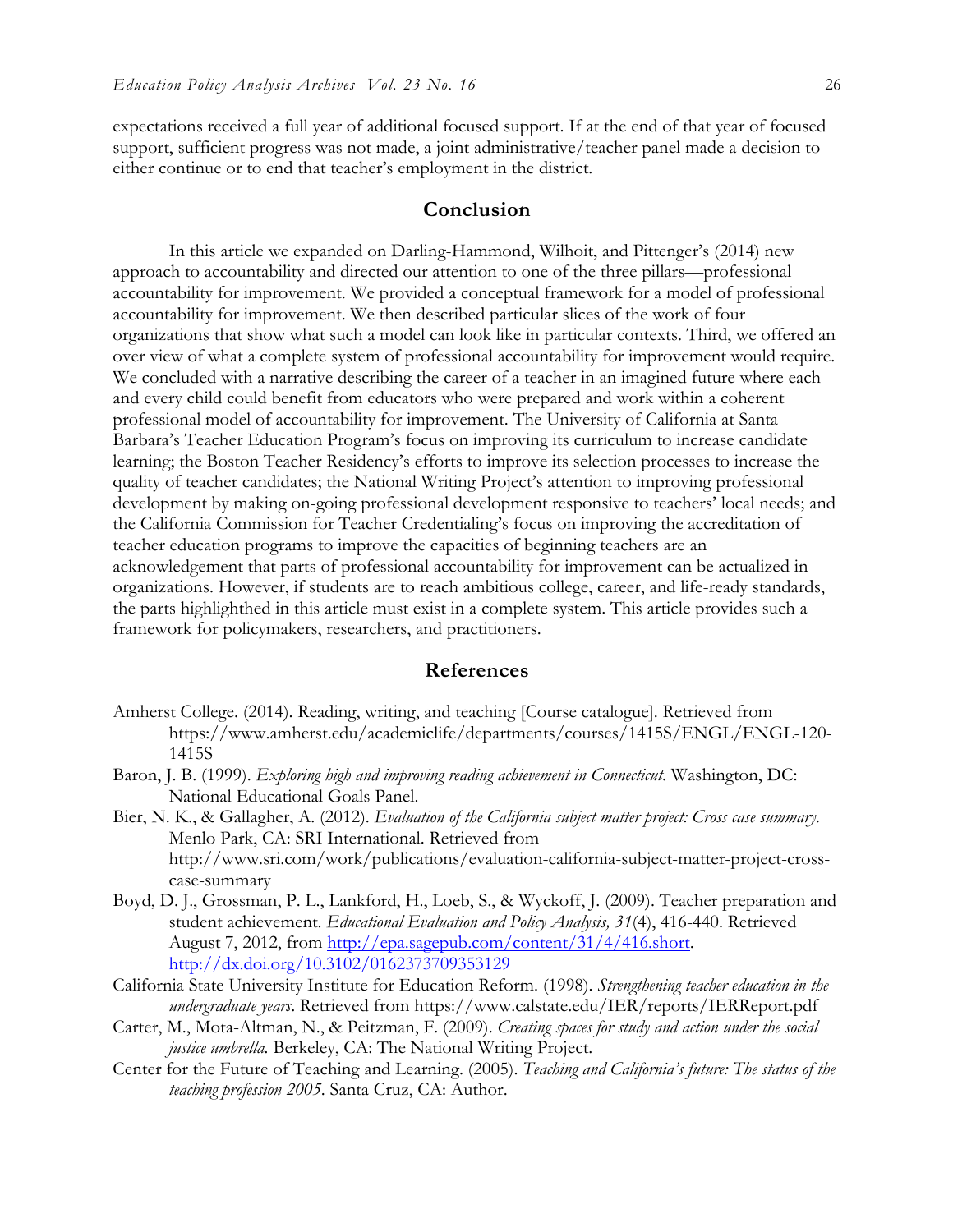expectations received a full year of additional focused support. If at the end of that year of focused support, sufficient progress was not made, a joint administrative/teacher panel made a decision to either continue or to end that teacher's employment in the district.

## Conclusion

In this article we expanded on Darling-Hammond, Wilhoit, and Pittenger's (2014) new approach to accountability and directed our attention to one of the three pillars—professional accountability for improvement. We provided a conceptual framework for a model of professional accountability for improvement. We then described particular slices of the work of four organizations that show what such a model can look like in particular contexts. Third, we offered an over view of what a complete system of professional accountability for improvement would require. We concluded with a narrative describing the career of a teacher in an imagined future where each and every child could benefit from educators who were prepared and work within a coherent professional model of accountability for improvement. The University of California at Santa Barbara's Teacher Education Program's focus on improving its curriculum to increase candidate learning; the Boston Teacher Residency's efforts to improve its selection processes to increase the quality of teacher candidates; the National Writing Project's attention to improving professional development by making on-going professional development responsive to teachers' local needs; and the California Commission for Teacher Credentialing's focus on improving the accreditation of teacher education programs to improve the capacities of beginning teachers are an acknowledgement that parts of professional accountability for improvement can be actualized in organizations. However, if students are to reach ambitious college, career, and life-ready standards, the parts highlighthed in this article must exist in a complete system. This article provides such a framework for policymakers, researchers, and practitioners.

## References

Amherst College. (2014). Reading, writing, and teaching [Course catalogue]. Retrieved from https://www.amherst.edu/academiclife/departments/courses/1415S/ENGL/ENGL-120-1415S

Baron, J. B. (1999). *Exploring high and improving reading achievement in Connecticut*. Washington, DC: National Educational Goals Panel.

Bier, N. K., & Gallagher, A. (2012). *Evaluation of the California subject matter project: Cross case summary*. Menlo Park, CA: SRI International. Retrieved from http://www.sri.com/work/publications/evaluation-california-subject-matter-project-cross-case-summary

Boyd, D. J., Grossman, P. L., Lankford, H., Loeb, S., & Wyckoff, J. (2009). Teacher preparation and student achievement. *Educational Evaluation and Policy Analysis, 31*(4), 416-440. Retrieved August 7, 2012, from http://epa.sagepub.com/content/31/4/416.short. http://dx.doi.org/10.3102/0162373709353129

California State University Institute for Education Reform. (1998). *Strengthening teacher education in the undergraduate years*. Retrieved from https://www.calstate.edu/IER/reports/IERReport.pdf

Carter, M., Mota-Altman, N., & Peitzman, F. (2009). *Creating spaces for study and action under the social justice umbrella.* Berkeley, CA: The National Writing Project.

Center for the Future of Teaching and Learning. (2005). *Teaching and California's future: The status of the teaching profession 2005*. Santa Cruz, CA: Author.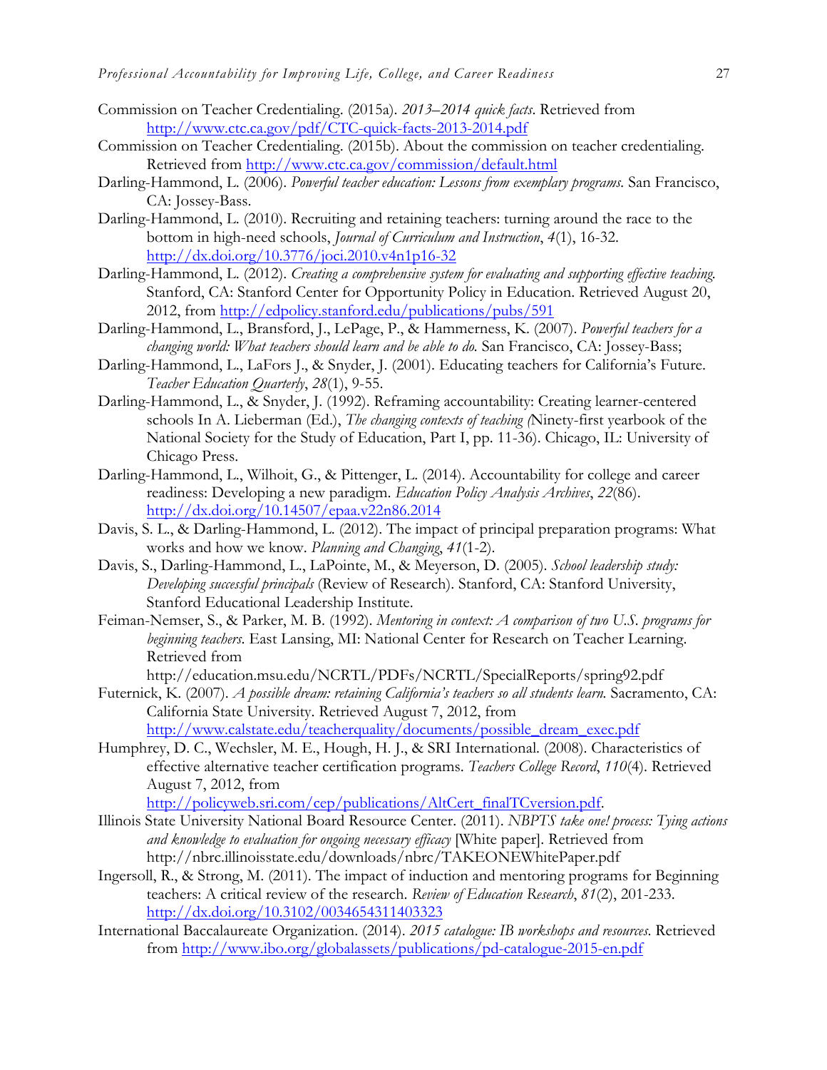Commission on Teacher Credentialing. (2015a). *2013–2014 quick facts*. Retrieved from http://www.ctc.ca.gov/pdf/CTC-quick-facts-2013-2014.pdf

Commission on Teacher Credentialing. (2015b). About the commission on teacher credentialing. Retrieved from http://www.ctc.ca.gov/commission/default.html

Darling-Hammond, L. (2006). *Powerful teacher education: Lessons from exemplary programs.* San Francisco, CA: Jossey-Bass.

Darling-Hammond, L. (2010). Recruiting and retaining teachers: turning around the race to the bottom in high-need schools, *Journal of Curriculum and Instruction*, *4*(1), 16-32. http://dx.doi.org/10.3776/joci.2010.v4n1p16-32

Darling-Hammond, L. (2012). *Creating a comprehensive system for evaluating and supporting effective teaching.* Stanford, CA: Stanford Center for Opportunity Policy in Education. Retrieved August 20, 2012, from http://edpolicy.stanford.edu/publications/pubs/591

Darling-Hammond, L., Bransford, J., LePage, P., & Hammerness, K. (2007). *Powerful teachers for a changing world: What teachers should learn and be able to do.* San Francisco, CA: Jossey-Bass;

Darling-Hammond, L., LaFors J., & Snyder, J. (2001). Educating teachers for California's Future. *Teacher Education Quarterly*, *28*(1), 9-55.

Darling-Hammond, L., & Snyder, J. (1992). Reframing accountability: Creating learner-centered schools In A. Lieberman (Ed.), *The changing contexts of teaching (*Ninety-first yearbook of the National Society for the Study of Education, Part I, pp. 11-36). Chicago, IL: University of Chicago Press.

Darling-Hammond, L., Wilhoit, G., & Pittenger, L. (2014). Accountability for college and career readiness: Developing a new paradigm. *Education Policy Analysis Archives*, *22*(86). http://dx.doi.org/10.14507/epaa.v22n86.2014

Davis, S. L., & Darling-Hammond, L. (2012). The impact of principal preparation programs: What works and how we know. *Planning and Changing*, *41*(1-2).

Davis, S., Darling-Hammond, L., LaPointe, M., & Meyerson, D. (2005). *School leadership study: Developing successful principals* (Review of Research). Stanford, CA: Stanford University, Stanford Educational Leadership Institute.

Feiman-Nemser, S., & Parker, M. B. (1992). *Mentoring in context: A comparison of two U.S. programs for beginning teachers.* East Lansing, MI: National Center for Research on Teacher Learning. Retrieved from http://education.msu.edu/NCRTL/PDFs/NCRTL/SpecialReports/spring92.pdf

Futernick, K. (2007). *A possible dream: retaining California's teachers so all students learn.* Sacramento, CA: California State University. Retrieved August 7, 2012, from http://www.calstate.edu/teacherquality/documents/possible_dream_exec.pdf

Humphrey, D. C., Wechsler, M. E., Hough, H. J., & SRI International. (2008). Characteristics of effective alternative teacher certification programs. *Teachers College Record*, *110*(4). Retrieved August 7, 2012, from http://policyweb.sri.com/cep/publications/AltCert_finalTCversion.pdf.

Illinois State University National Board Resource Center. (2011). *NBPTS take one! process: Tying actions and knowledge to evaluation for ongoing necessary efficacy* [White paper]. Retrieved from http://nbrc.illinoisstate.edu/downloads/nbrc/TAKEONEWhitePaper.pdf

Ingersoll, R., & Strong, M. (2011). The impact of induction and mentoring programs for Beginning teachers: A critical review of the research. *Review of Education Research*, *81*(2), 201-233. http://dx.doi.org/10.3102/0034654311403323

International Baccalaureate Organization. (2014). *2015 catalogue: IB workshops and resources.* Retrieved from http://www.ibo.org/globalassets/publications/pd-catalogue-2015-en.pdf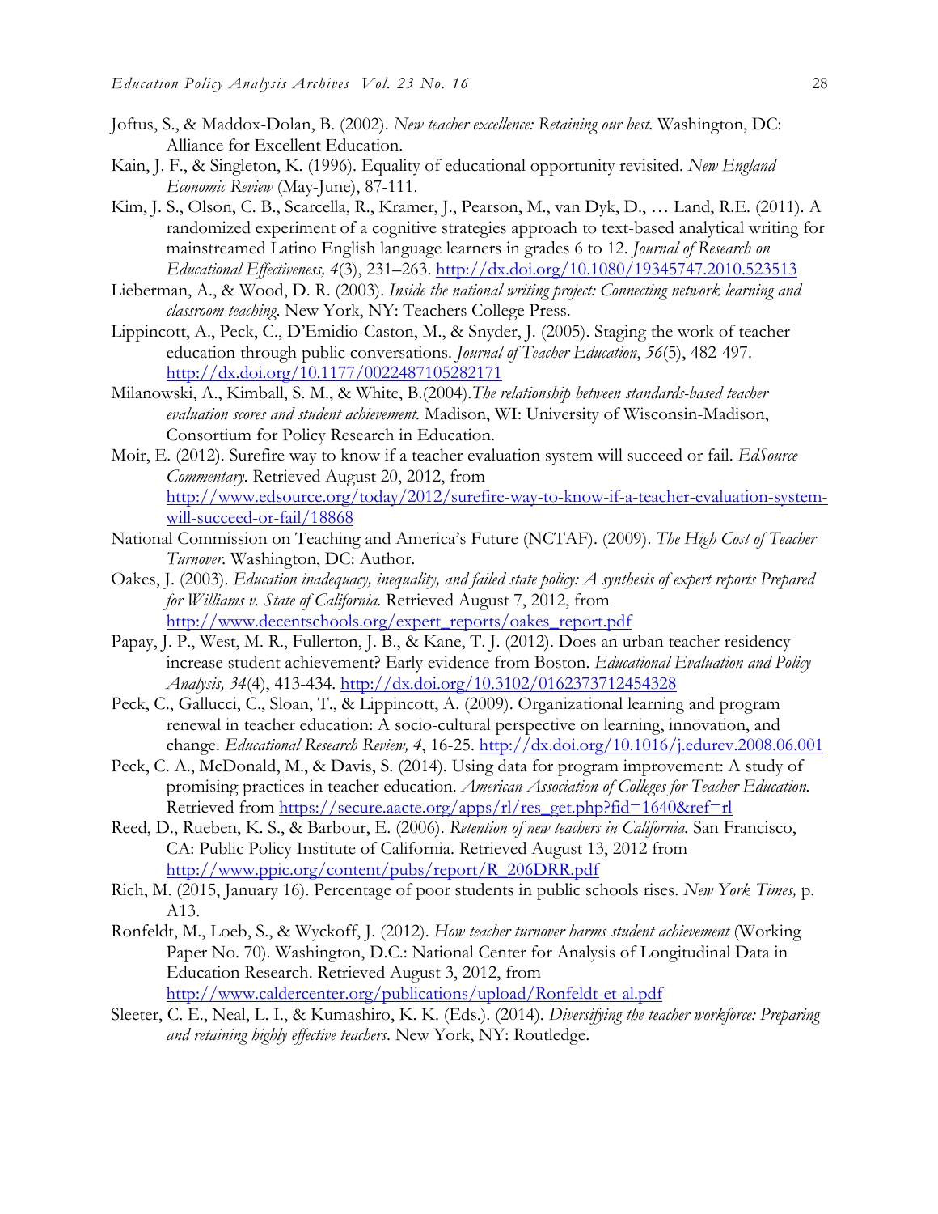Joftus, S., & Maddox-Dolan, B. (2002). *New teacher excellence: Retaining our best.* Washington, DC: Alliance for Excellent Education.

Kain, J. F., & Singleton, K. (1996). Equality of educational opportunity revisited. *New England Economic Review* (May-June), 87-111.

Kim, J. S., Olson, C. B., Scarcella, R., Kramer, J., Pearson, M., van Dyk, D., … Land, R.E. (2011). A randomized experiment of a cognitive strategies approach to text-based analytical writing for mainstreamed Latino English language learners in grades 6 to 12. *Journal of Research on Educational Effectiveness, 4*(3), 231–263. http://dx.doi.org/10.1080/19345747.2010.523513

Lieberman, A., & Wood, D. R. (2003). *Inside the national writing project: Connecting network learning and classroom teaching.* New York, NY: Teachers College Press.

Lippincott, A., Peck, C., D'Emidio-Caston, M., & Snyder, J. (2005). Staging the work of teacher education through public conversations. *Journal of Teacher Education*, *56*(5), 482-497. http://dx.doi.org/10.1177/0022487105282171

Milanowski, A., Kimball, S. M., & White, B.(2004).*The relationship between standards-based teacher evaluation scores and student achievement.* Madison, WI: University of Wisconsin-Madison, Consortium for Policy Research in Education.

Moir, E. (2012). Surefire way to know if a teacher evaluation system will succeed or fail. *EdSource Commentary.* Retrieved August 20, 2012, from http://www.edsource.org/today/2012/surefire-way-to-know-if-a-teacher-evaluation-system-will-succeed-or-fail/18868

National Commission on Teaching and America's Future (NCTAF). (2009). *The High Cost of Teacher Turnover.* Washington, DC: Author.

Oakes, J. (2003). *Education inadequacy, inequality, and failed state policy: A synthesis of expert reports Prepared for Williams v. State of California.* Retrieved August 7, 2012, from http://www.decentschools.org/expert_reports/oakes_report.pdf

Papay, J. P., West, M. R., Fullerton, J. B., & Kane, T. J. (2012). Does an urban teacher residency increase student achievement? Early evidence from Boston. *Educational Evaluation and Policy Analysis, 34*(4), 413-434. http://dx.doi.org/10.3102/0162373712454328

Peck, C., Gallucci, C., Sloan, T., & Lippincott, A. (2009). Organizational learning and program renewal in teacher education: A socio-cultural perspective on learning, innovation, and change. *Educational Research Review, 4*, 16-25. http://dx.doi.org/10.1016/j.edurev.2008.06.001

Peck, C. A., McDonald, M., & Davis, S. (2014). Using data for program improvement: A study of promising practices in teacher education. *American Association of Colleges for Teacher Education.* Retrieved from https://secure.aacte.org/apps/rl/res_get.php?fid=1640&ref=rl

Reed, D., Rueben, K. S., & Barbour, E. (2006). *Retention of new teachers in California.* San Francisco, CA: Public Policy Institute of California. Retrieved August 13, 2012 from http://www.ppic.org/content/pubs/report/R_206DRR.pdf

Rich, M. (2015, January 16). Percentage of poor students in public schools rises. *New York Times,* p. A13.

Ronfeldt, M., Loeb, S., & Wyckoff, J. (2012). *How teacher turnover harms student achievement* (Working Paper No. 70). Washington, D.C.: National Center for Analysis of Longitudinal Data in Education Research. Retrieved August 3, 2012, from http://www.caldercenter.org/publications/upload/Ronfeldt-et-al.pdf

Sleeter, C. E., Neal, L. I., & Kumashiro, K. K. (Eds.). (2014). *Diversifying the teacher workforce: Preparing and retaining highly effective teachers.* New York, NY: Routledge.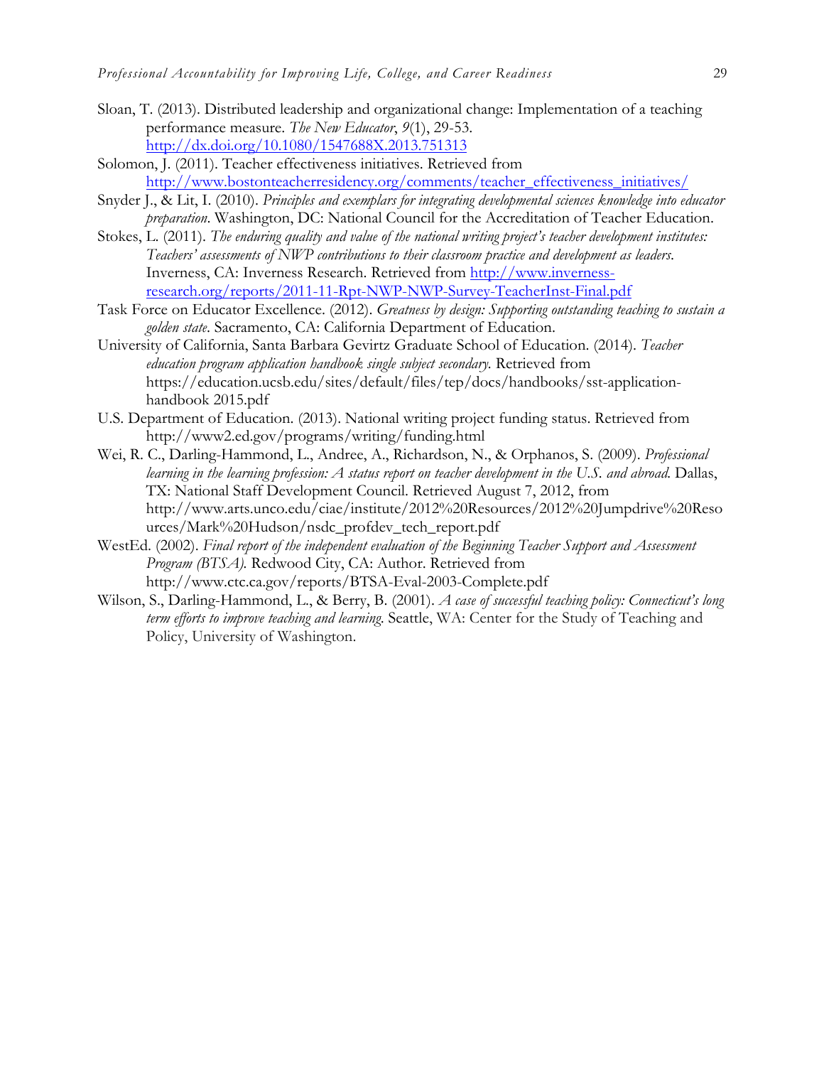Sloan, T. (2013). Distributed leadership and organizational change: Implementation of a teaching performance measure. *The New Educator*, *9*(1), 29-53. http://dx.doi.org/10.1080/1547688X.2013.751313

Solomon, J. (2011). Teacher effectiveness initiatives. Retrieved from http://www.bostonteacherresidency.org/comments/teacher_effectiveness_initiatives/

Snyder J., & Lit, I. (2010). *Principles and exemplars for integrating developmental sciences knowledge into educator preparation*. Washington, DC: National Council for the Accreditation of Teacher Education.

Stokes, L. (2011). *The enduring quality and value of the national writing project's teacher development institutes: Teachers' assessments of NWP contributions to their classroom practice and development as leaders*. Inverness, CA: Inverness Research. Retrieved from http://www.inverness-research.org/reports/2011-11-Rpt-NWP-NWP-Survey-TeacherInst-Final.pdf

Task Force on Educator Excellence. (2012). *Greatness by design: Supporting outstanding teaching to sustain a golden state*. Sacramento, CA: California Department of Education.

University of California, Santa Barbara Gevirtz Graduate School of Education. (2014). *Teacher education program application handbook single subject secondary*. Retrieved from https://education.ucsb.edu/sites/default/files/tep/docs/handbooks/sst-application-handbook 2015.pdf

U.S. Department of Education. (2013). National writing project funding status. Retrieved from http://www2.ed.gov/programs/writing/funding.html

Wei, R. C., Darling-Hammond, L., Andree, A., Richardson, N., & Orphanos, S. (2009). *Professional learning in the learning profession: A status report on teacher development in the U.S. and abroad.* Dallas, TX: National Staff Development Council. Retrieved August 7, 2012, from http://www.arts.unco.edu/ciae/institute/2012%20Resources/2012%20Jumpdrive%20Resources/Mark%20Hudson/nsdc_profdev_tech_report.pdf

WestEd. (2002). *Final report of the independent evaluation of the Beginning Teacher Support and Assessment Program (BTSA).* Redwood City, CA: Author. Retrieved from http://www.ctc.ca.gov/reports/BTSA-Eval-2003-Complete.pdf

Wilson, S., Darling-Hammond, L., & Berry, B. (2001). *A case of successful teaching policy: Connecticut's long term efforts to improve teaching and learning.* Seattle, WA: Center for the Study of Teaching and Policy, University of Washington.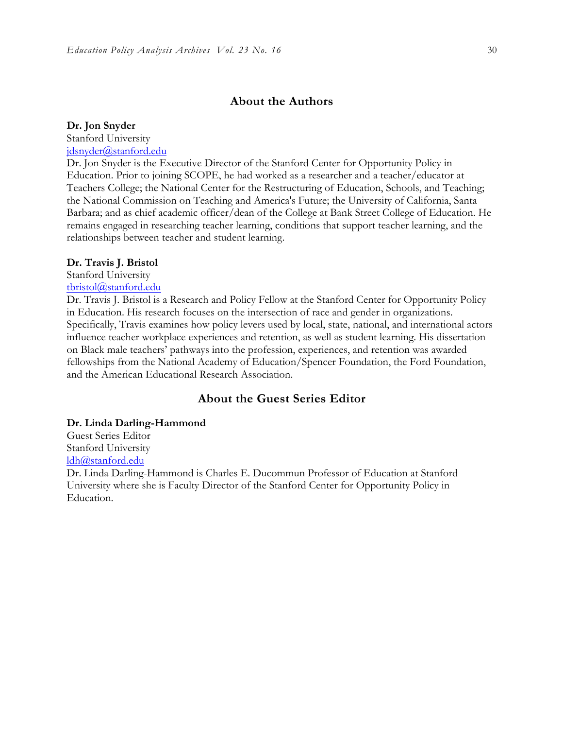## About the Authors

**Dr. Jon Snyder**
Stanford University
jdsnyder@stanford.edu
Dr. Jon Snyder is the Executive Director of the Stanford Center for Opportunity Policy in Education. Prior to joining SCOPE, he had worked as a researcher and a teacher/educator at Teachers College; the National Center for the Restructuring of Education, Schools, and Teaching; the National Commission on Teaching and America's Future; the University of California, Santa Barbara; and as chief academic officer/dean of the College at Bank Street College of Education. He remains engaged in researching teacher learning, conditions that support teacher learning, and the relationships between teacher and student learning.

**Dr. Travis J. Bristol**
Stanford University
tbristol@stanford.edu
Dr. Travis J. Bristol is a Research and Policy Fellow at the Stanford Center for Opportunity Policy in Education. His research focuses on the intersection of race and gender in organizations. Specifically, Travis examines how policy levers used by local, state, national, and international actors influence teacher workplace experiences and retention, as well as student learning. His dissertation on Black male teachers' pathways into the profession, experiences, and retention was awarded fellowships from the National Academy of Education/Spencer Foundation, the Ford Foundation, and the American Educational Research Association.

## About the Guest Series Editor

**Dr. Linda Darling-Hammond**
Guest Series Editor
Stanford University
ldh@stanford.edu
Dr. Linda Darling-Hammond is Charles E. Ducommun Professor of Education at Stanford University where she is Faculty Director of the Stanford Center for Opportunity Policy in Education.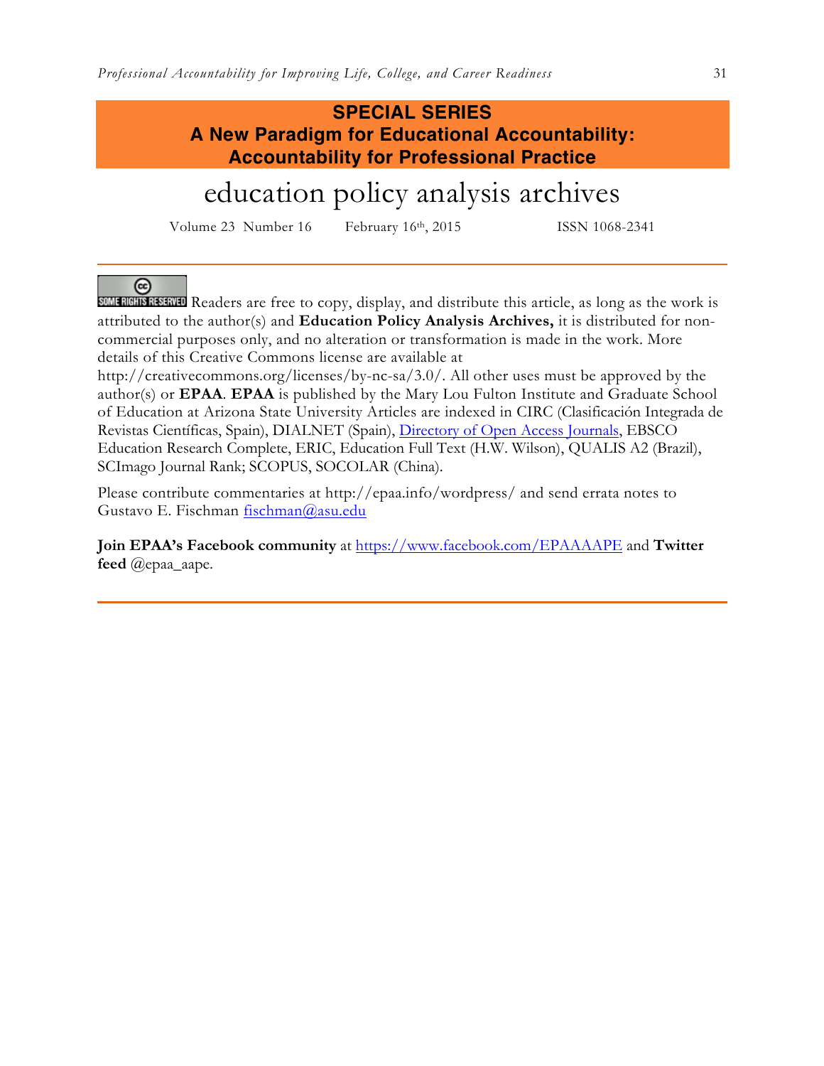**SPECIAL SERIES**
**A New Paradigm for Educational Accountability: Accountability for Professional Practice**

# education policy analysis archives

Volume 23 Number 16 February 16th, 2015 ISSN 1068-2341

SOME RIGHTS RESERVED Readers are free to copy, display, and distribute this article, as long as the work is attributed to the author(s) and **Education Policy Analysis Archives,** it is distributed for non-commercial purposes only, and no alteration or transformation is made in the work. More details of this Creative Commons license are available at http://creativecommons.org/licenses/by-nc-sa/3.0/. All other uses must be approved by the author(s) or **EPAA**. **EPAA** is published by the Mary Lou Fulton Institute and Graduate School of Education at Arizona State University Articles are indexed in CIRC (Clasificación Integrada de Revistas Científicas, Spain), DIALNET (Spain), Directory of Open Access Journals, EBSCO Education Research Complete, ERIC, Education Full Text (H.W. Wilson), QUALIS A2 (Brazil), SCImago Journal Rank; SCOPUS, SOCOLAR (China).

Please contribute commentaries at http://epaa.info/wordpress/ and send errata notes to Gustavo E. Fischman fischman@asu.edu

**Join EPAA's Facebook community** at https://www.facebook.com/EPAAAAPE and **Twitter feed** @epaa_aape.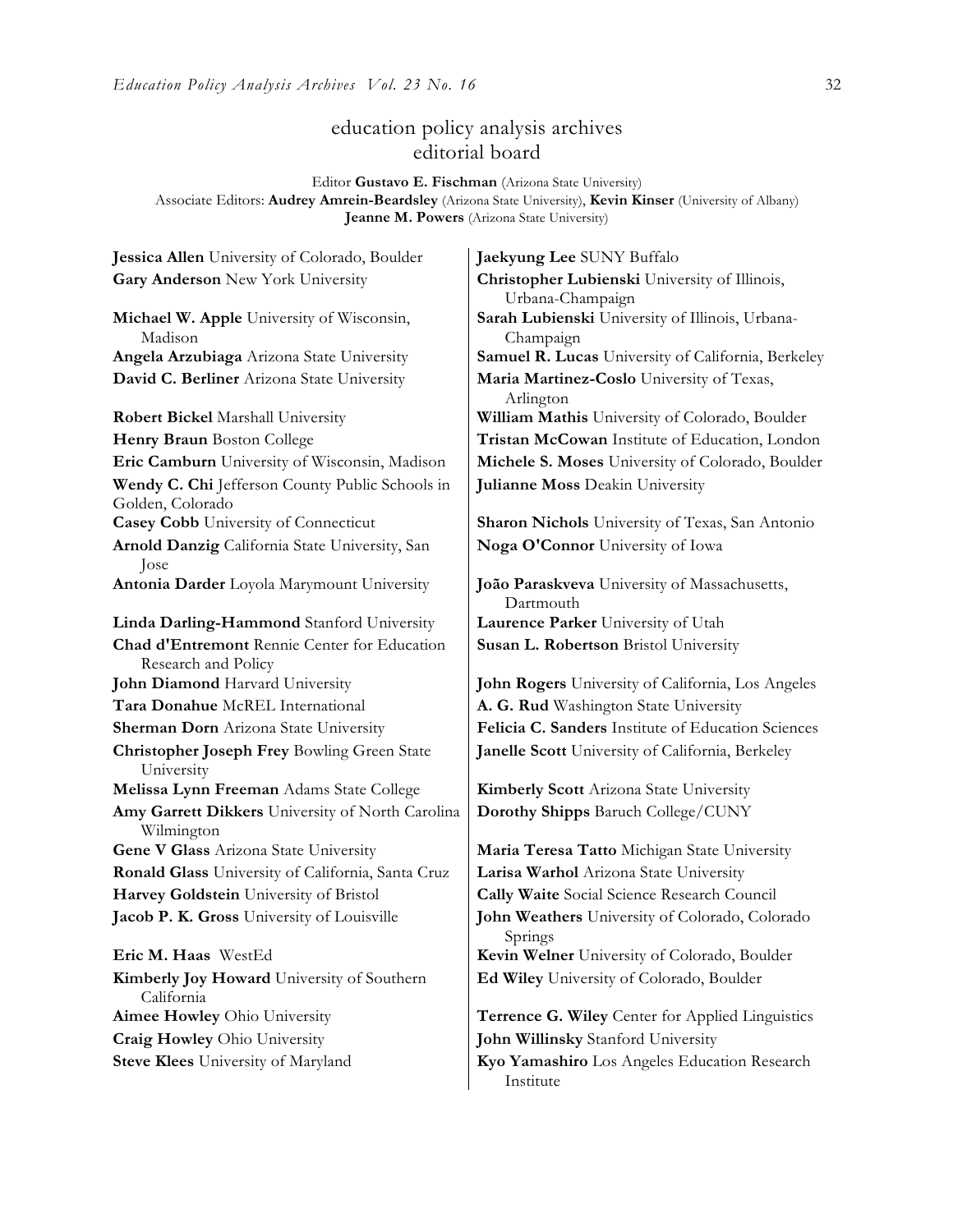# education policy analysis archives editorial board

Editor **Gustavo E. Fischman** (Arizona State University)
Associate Editors: **Audrey Amrein-Beardsley** (Arizona State University), **Kevin Kinser** (University of Albany)
**Jeanne M. Powers** (Arizona State University)

**Jessica Allen** University of Colorado, Boulder
**Gary Anderson** New York University
**Michael W. Apple** University of Wisconsin, Madison
**Angela Arzubiaga** Arizona State University
**David C. Berliner** Arizona State University
**Robert Bickel** Marshall University
**Henry Braun** Boston College
**Eric Camburn** University of Wisconsin, Madison
**Wendy C. Chi** Jefferson County Public Schools in Golden, Colorado
**Casey Cobb** University of Connecticut
**Arnold Danzig** California State University, San Jose
**Antonia Darder** Loyola Marymount University
**Linda Darling-Hammond** Stanford University
**Chad d'Entremont** Rennie Center for Education Research and Policy
**John Diamond** Harvard University
**Tara Donahue** McREL International
**Sherman Dorn** Arizona State University
**Christopher Joseph Frey** Bowling Green State University
**Melissa Lynn Freeman** Adams State College
**Amy Garrett Dikkers** University of North Carolina Wilmington
**Gene V Glass** Arizona State University
**Ronald Glass** University of California, Santa Cruz
**Harvey Goldstein** University of Bristol
**Jacob P. K. Gross** University of Louisville
**Eric M. Haas** WestEd
**Kimberly Joy Howard** University of Southern California
**Aimee Howley** Ohio University
**Craig Howley** Ohio University
**Steve Klees** University of Maryland
**Jaekyung Lee** SUNY Buffalo
**Christopher Lubienski** University of Illinois, Urbana-Champaign
**Sarah Lubienski** University of Illinois, Urbana-Champaign
**Samuel R. Lucas** University of California, Berkeley
**Maria Martinez-Coslo** University of Texas, Arlington
**William Mathis** University of Colorado, Boulder
**Tristan McCowan** Institute of Education, London
**Michele S. Moses** University of Colorado, Boulder
**Julianne Moss** Deakin University
**Sharon Nichols** University of Texas, San Antonio
**Noga O'Connor** University of Iowa
**João Paraskveva** University of Massachusetts, Dartmouth
**Laurence Parker** University of Utah
**Susan L. Robertson** Bristol University
**John Rogers** University of California, Los Angeles
**A. G. Rud** Washington State University
**Felicia C. Sanders** Institute of Education Sciences
**Janelle Scott** University of California, Berkeley
**Kimberly Scott** Arizona State University
**Dorothy Shipps** Baruch College/CUNY
**Maria Teresa Tatto** Michigan State University
**Larisa Warhol** Arizona State University
**Cally Waite** Social Science Research Council
**John Weathers** University of Colorado, Colorado Springs
**Kevin Welner** University of Colorado, Boulder
**Ed Wiley** University of Colorado, Boulder
**Terrence G. Wiley** Center for Applied Linguistics
**John Willinsky** Stanford University
**Kyo Yamashiro** Los Angeles Education Research Institute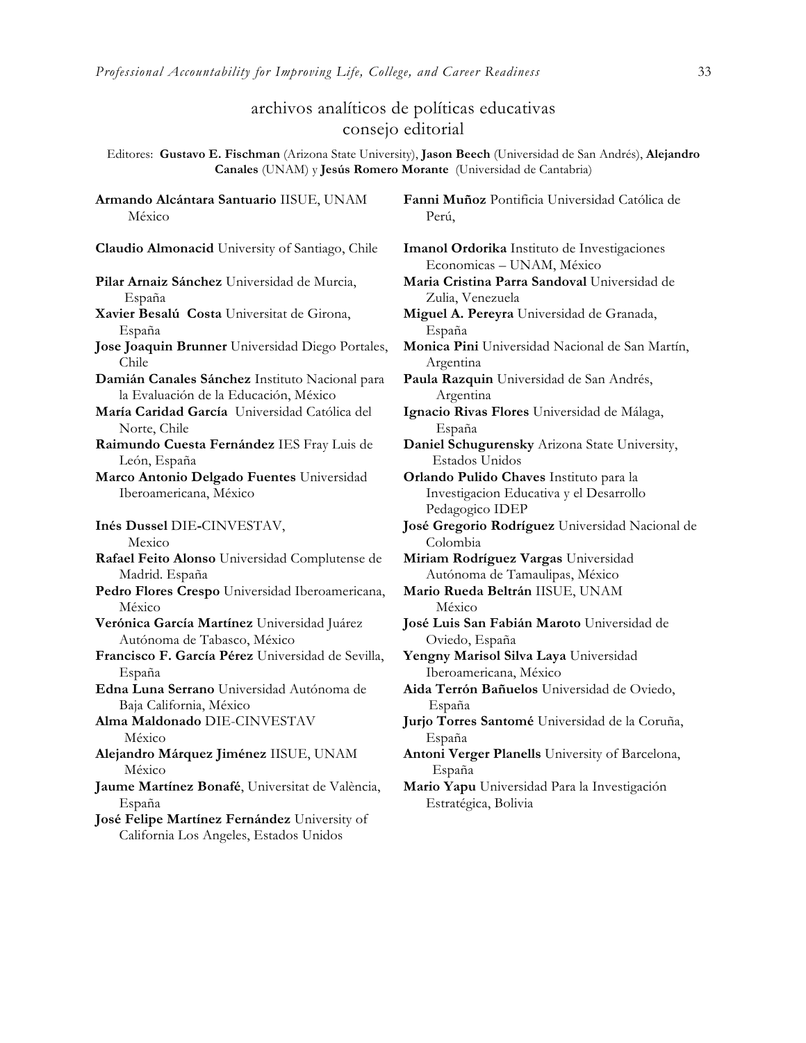## archivos analíticos de políticas educativas
## consejo editorial

Editores: **Gustavo E. Fischman** (Arizona State University), **Jason Beech** (Universidad de San Andrés), **Alejandro Canales** (UNAM) y **Jesús Romero Morante** (Universidad de Cantabria)

**Armando Alcántara Santuario** IISUE, UNAM México

**Claudio Almonacid** University of Santiago, Chile

**Pilar Arnaiz Sánchez** Universidad de Murcia, España

**Xavier Besalú Costa** Universitat de Girona, España

**Jose Joaquin Brunner** Universidad Diego Portales, Chile

**Damián Canales Sánchez** Instituto Nacional para la Evaluación de la Educación, México

**María Caridad García** Universidad Católica del Norte, Chile

**Raimundo Cuesta Fernández** IES Fray Luis de León, España

**Marco Antonio Delgado Fuentes** Universidad Iberoamericana, México

**Inés Dussel** DIE-CINVESTAV, Mexico

**Rafael Feito Alonso** Universidad Complutense de Madrid. España

**Pedro Flores Crespo** Universidad Iberoamericana, México

**Verónica García Martínez** Universidad Juárez Autónoma de Tabasco, México

**Francisco F. García Pérez** Universidad de Sevilla, España

**Edna Luna Serrano** Universidad Autónoma de Baja California, México

**Alma Maldonado** DIE-CINVESTAV México

**Alejandro Márquez Jiménez** IISUE, UNAM México

**Jaume Martínez Bonafé**, Universitat de València, España

**José Felipe Martínez Fernández** University of California Los Angeles, Estados Unidos

**Fanni Muñoz** Pontificia Universidad Católica de Perú,

**Imanol Ordorika** Instituto de Investigaciones Economicas – UNAM, México

**Maria Cristina Parra Sandoval** Universidad de Zulia, Venezuela

**Miguel A. Pereyra** Universidad de Granada, España

**Monica Pini** Universidad Nacional de San Martín, Argentina

**Paula Razquin** Universidad de San Andrés, Argentina

**Ignacio Rivas Flores** Universidad de Málaga, España

**Daniel Schugurensky** Arizona State University, Estados Unidos

**Orlando Pulido Chaves** Instituto para la Investigacion Educativa y el Desarrollo Pedagogico IDEP

**José Gregorio Rodríguez** Universidad Nacional de Colombia

**Miriam Rodríguez Vargas** Universidad Autónoma de Tamaulipas, México

**Mario Rueda Beltrán** IISUE, UNAM México

**José Luis San Fabián Maroto** Universidad de Oviedo, España

**Yengny Marisol Silva Laya** Universidad Iberoamericana, México

**Aida Terrón Bañuelos** Universidad de Oviedo, España

**Jurjo Torres Santomé** Universidad de la Coruña, España

**Antoni Verger Planells** University of Barcelona, España

**Mario Yapu** Universidad Para la Investigación Estratégica, Bolivia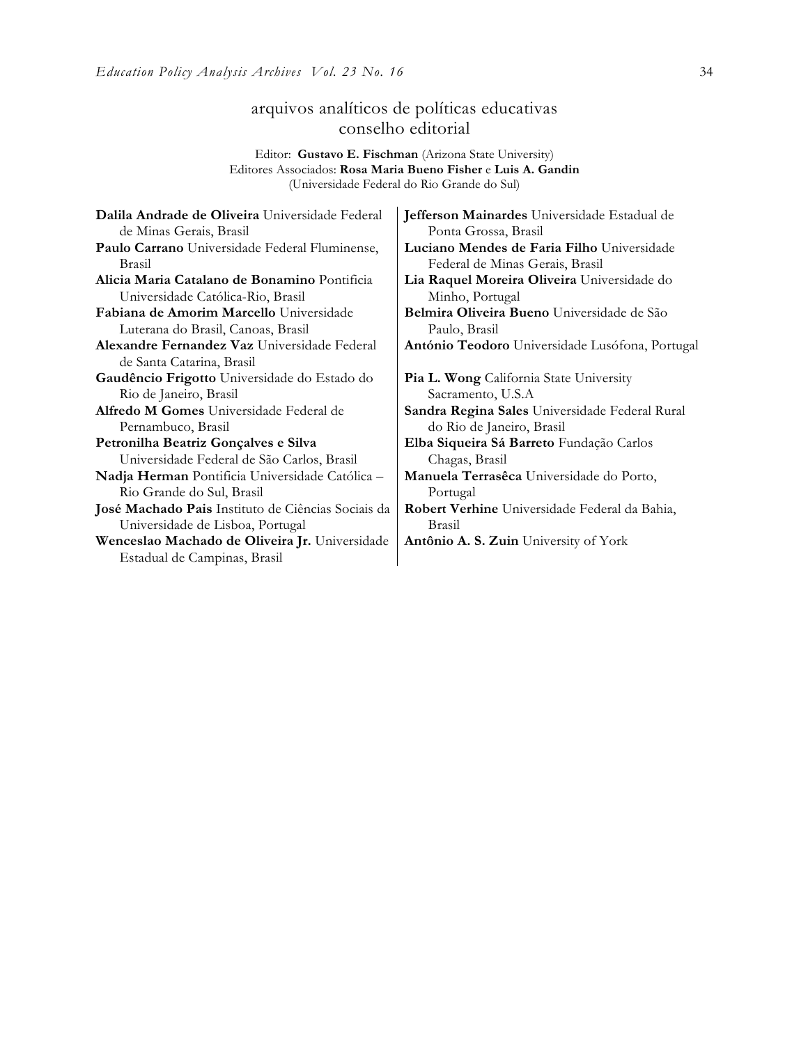# arquivos analíticos de políticas educativas
## conselho editorial

Editor: **Gustavo E. Fischman** (Arizona State University)
Editores Associados: **Rosa Maria Bueno Fisher** e **Luis A. Gandin**
(Universidade Federal do Rio Grande do Sul)

**Dalila Andrade de Oliveira** Universidade Federal de Minas Gerais, Brasil

**Paulo Carrano** Universidade Federal Fluminense, Brasil

**Alicia Maria Catalano de Bonamino** Pontificia Universidade Católica-Rio, Brasil

**Fabiana de Amorim Marcello** Universidade Luterana do Brasil, Canoas, Brasil

**Alexandre Fernandez Vaz** Universidade Federal de Santa Catarina, Brasil

**Gaudêncio Frigotto** Universidade do Estado do Rio de Janeiro, Brasil

**Alfredo M Gomes** Universidade Federal de Pernambuco, Brasil

**Petronilha Beatriz Gonçalves e Silva** Universidade Federal de São Carlos, Brasil

**Nadja Herman** Pontificia Universidade Católica – Rio Grande do Sul, Brasil

**José Machado Pais** Instituto de Ciências Sociais da Universidade de Lisboa, Portugal

**Wenceslao Machado de Oliveira Jr.** Universidade Estadual de Campinas, Brasil

**Jefferson Mainardes** Universidade Estadual de Ponta Grossa, Brasil

**Luciano Mendes de Faria Filho** Universidade Federal de Minas Gerais, Brasil

**Lia Raquel Moreira Oliveira** Universidade do Minho, Portugal

**Belmira Oliveira Bueno** Universidade de São Paulo, Brasil

**António Teodoro** Universidade Lusófona, Portugal

**Pia L. Wong** California State University Sacramento, U.S.A

**Sandra Regina Sales** Universidade Federal Rural do Rio de Janeiro, Brasil

**Elba Siqueira Sá Barreto** Fundação Carlos Chagas, Brasil

**Manuela Terrasêca** Universidade do Porto, Portugal

**Robert Verhine** Universidade Federal da Bahia, Brasil

**Antônio A. S. Zuin** University of York